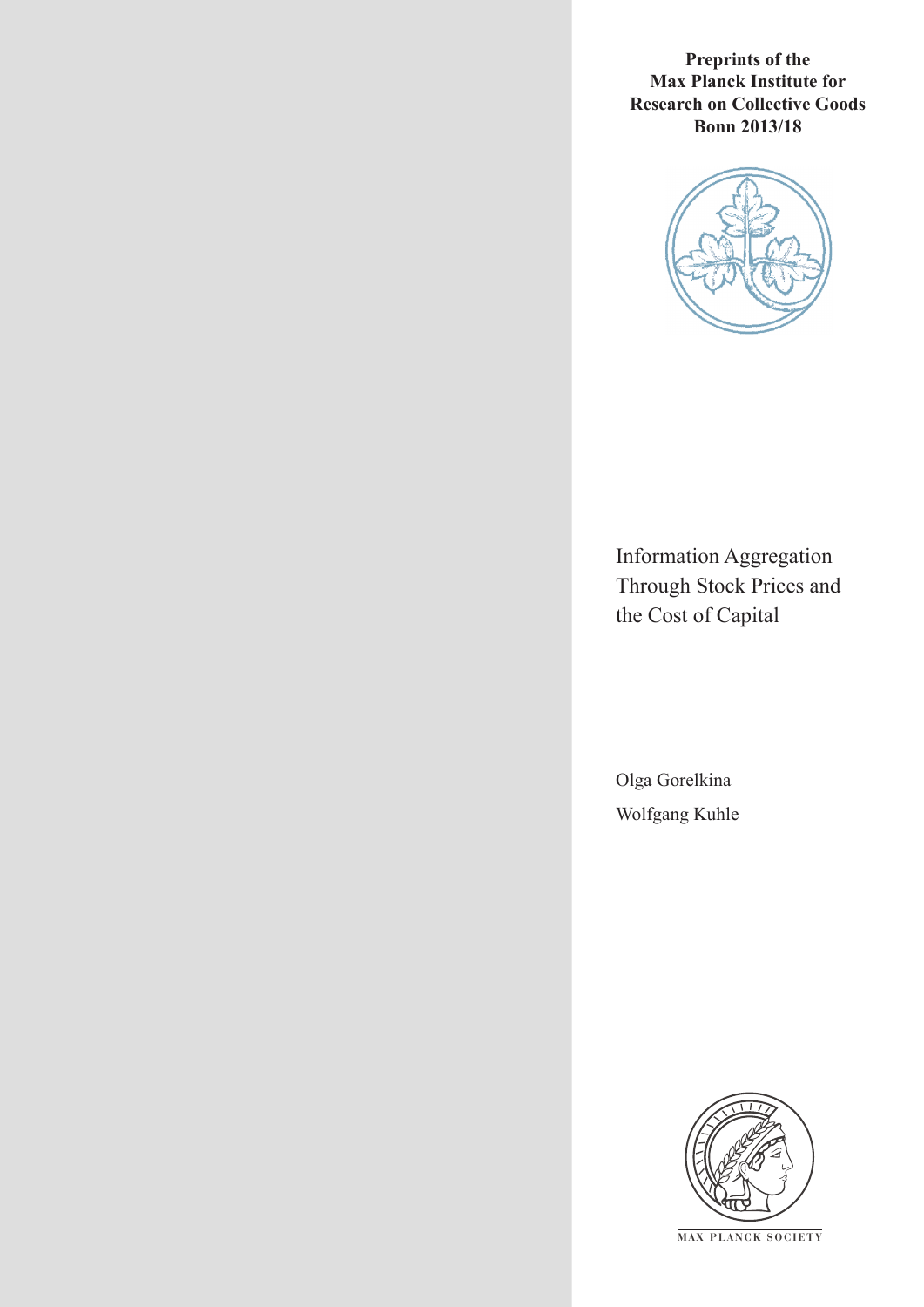**Preprints of the**
**Max Planck Institute for**
**Research on Collective Goods**
**Bonn 2013/18**

# Information Aggregation Through Stock Prices and the Cost of Capital

Olga Gorelkina

Wolfgang Kuhle

MAX PLANCK SOCIETY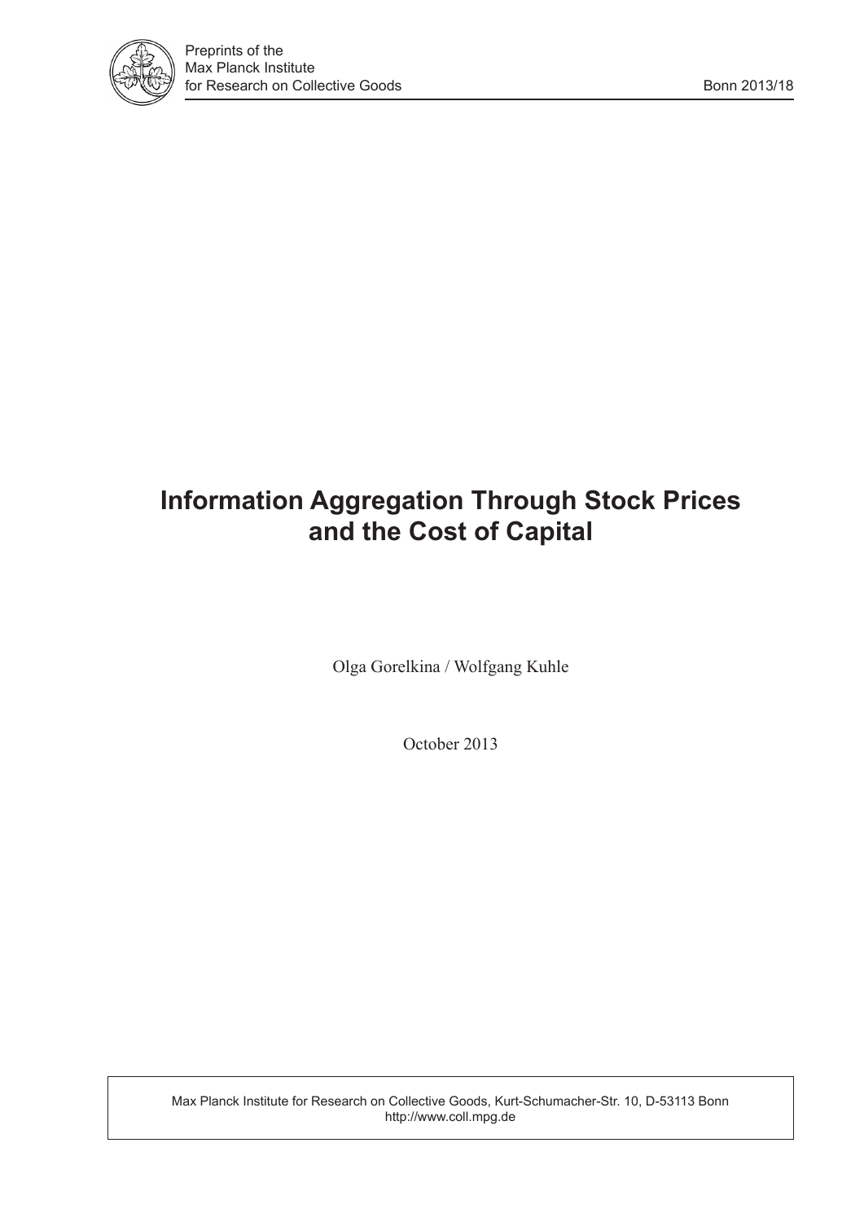Preprints of the
Max Planck Institute
for Research on Collective Goods

Bonn 2013/18

# Information Aggregation Through Stock Prices and the Cost of Capital

Olga Gorelkina / Wolfgang Kuhle

October 2013

Max Planck Institute for Research on Collective Goods, Kurt-Schumacher-Str. 10, D-53113 Bonn
http://www.coll.mpg.de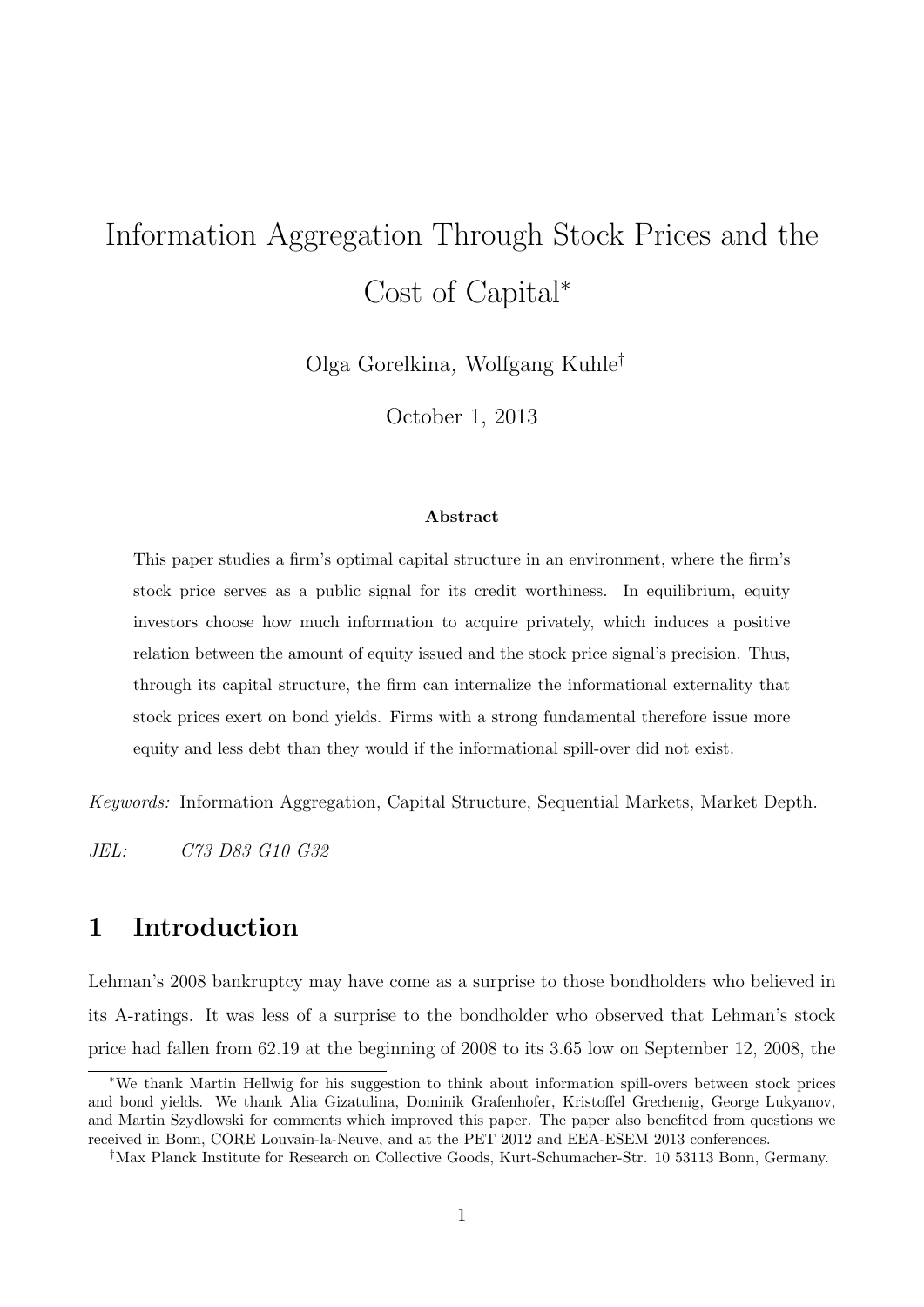# Information Aggregation Through Stock Prices and the Cost of Capital*

Olga Gorelkina, Wolfgang Kuhle†

October 1, 2013

**Abstract**

This paper studies a firm's optimal capital structure in an environment, where the firm's stock price serves as a public signal for its credit worthiness. In equilibrium, equity investors choose how much information to acquire privately, which induces a positive relation between the amount of equity issued and the stock price signal's precision. Thus, through its capital structure, the firm can internalize the informational externality that stock prices exert on bond yields. Firms with a strong fundamental therefore issue more equity and less debt than they would if the informational spill-over did not exist.

*Keywords:* Information Aggregation, Capital Structure, Sequential Markets, Market Depth.

*JEL:* C73 D83 G10 G32

## 1 Introduction

Lehman's 2008 bankruptcy may have come as a surprise to those bondholders who believed in its A-ratings. It was less of a surprise to the bondholder who observed that Lehman's stock price had fallen from 62.19 at the beginning of 2008 to its 3.65 low on September 12, 2008, the

---

*We thank Martin Hellwig for his suggestion to think about information spill-overs between stock prices and bond yields. We thank Alia Gizatulina, Dominik Grafenhofer, Kristoffel Grechenig, George Lukyanov, and Martin Szydlowski for comments which improved this paper. The paper also benefited from questions we received in Bonn, CORE Louvain-la-Neuve, and at the PET 2012 and EEA-ESEM 2013 conferences.

†Max Planck Institute for Research on Collective Goods, Kurt-Schumacher-Str. 10 53113 Bonn, Germany.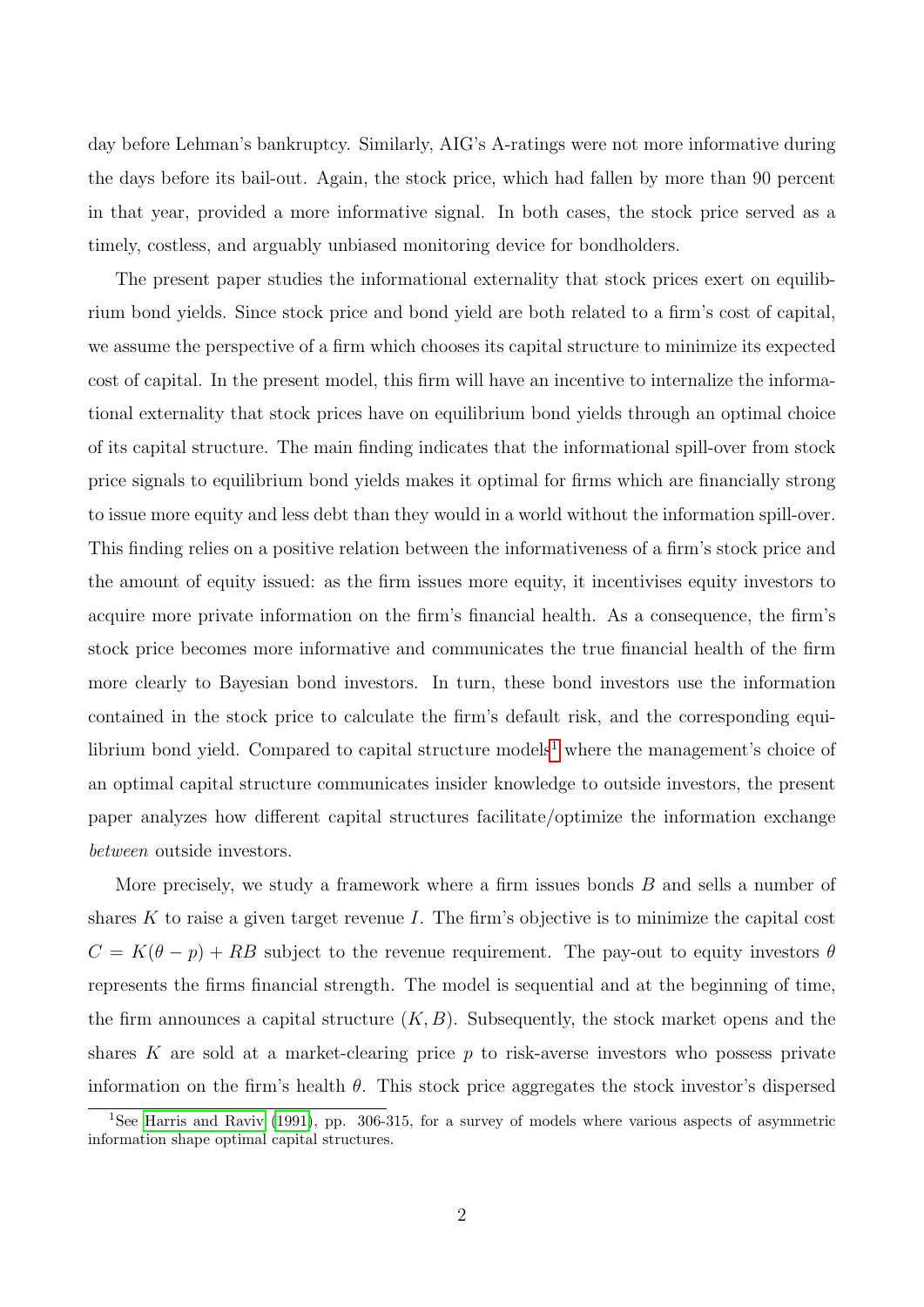day before Lehman's bankruptcy. Similarly, AIG's A-ratings were not more informative during the days before its bail-out. Again, the stock price, which had fallen by more than 90 percent in that year, provided a more informative signal. In both cases, the stock price served as a timely, costless, and arguably unbiased monitoring device for bondholders.

The present paper studies the informational externality that stock prices exert on equilibrium bond yields. Since stock price and bond yield are both related to a firm's cost of capital, we assume the perspective of a firm which chooses its capital structure to minimize its expected cost of capital. In the present model, this firm will have an incentive to internalize the informational externality that stock prices have on equilibrium bond yields through an optimal choice of its capital structure. The main finding indicates that the informational spill-over from stock price signals to equilibrium bond yields makes it optimal for firms which are financially strong to issue more equity and less debt than they would in a world without the information spill-over. This finding relies on a positive relation between the informativeness of a firm's stock price and the amount of equity issued: as the firm issues more equity, it incentivises equity investors to acquire more private information on the firm's financial health. As a consequence, the firm's stock price becomes more informative and communicates the true financial health of the firm more clearly to Bayesian bond investors. In turn, these bond investors use the information contained in the stock price to calculate the firm's default risk, and the corresponding equilibrium bond yield. Compared to capital structure models[1] where the management's choice of an optimal capital structure communicates insider knowledge to outside investors, the present paper analyzes how different capital structures facilitate/optimize the information exchange *between* outside investors.

More precisely, we study a framework where a firm issues bonds $B$ and sells a number of shares $K$ to raise a given target revenue $I$. The firm's objective is to minimize the capital cost $C = K(\theta - p) + RB$ subject to the revenue requirement. The pay-out to equity investors $\theta$ represents the firms financial strength. The model is sequential and at the beginning of time, the firm announces a capital structure $(K, B)$. Subsequently, the stock market opens and the shares $K$ are sold at a market-clearing price $p$ to risk-averse investors who possess private information on the firm's health $\theta$. This stock price aggregates the stock investor's dispersed

[1] See Harris and Raviv (1991), pp. 306-315, for a survey of models where various aspects of asymmetric information shape optimal capital structures.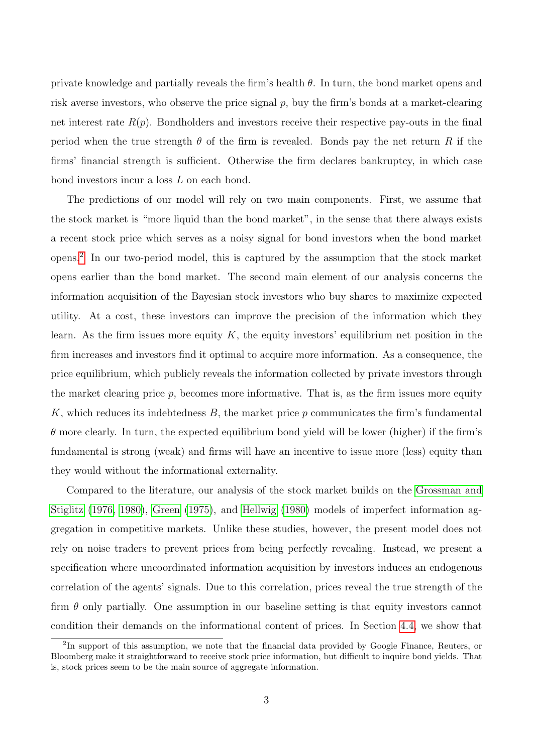private knowledge and partially reveals the firm's health $\theta$. In turn, the bond market opens and risk averse investors, who observe the price signal $p$, buy the firm's bonds at a market-clearing net interest rate $R(p)$. Bondholders and investors receive their respective pay-outs in the final period when the true strength $\theta$ of the firm is revealed. Bonds pay the net return $R$ if the firms' financial strength is sufficient. Otherwise the firm declares bankruptcy, in which case bond investors incur a loss $L$ on each bond.

The predictions of our model will rely on two main components. First, we assume that the stock market is "more liquid than the bond market", in the sense that there always exists a recent stock price which serves as a noisy signal for bond investors when the bond market opens.[2] In our two-period model, this is captured by the assumption that the stock market opens earlier than the bond market. The second main element of our analysis concerns the information acquisition of the Bayesian stock investors who buy shares to maximize expected utility. At a cost, these investors can improve the precision of the information which they learn. As the firm issues more equity $K$, the equity investors' equilibrium net position in the firm increases and investors find it optimal to acquire more information. As a consequence, the price equilibrium, which publicly reveals the information collected by private investors through the market clearing price $p$, becomes more informative. That is, as the firm issues more equity $K$, which reduces its indebtedness $B$, the market price $p$ communicates the firm's fundamental $\theta$ more clearly. In turn, the expected equilibrium bond yield will be lower (higher) if the firm's fundamental is strong (weak) and firms will have an incentive to issue more (less) equity than they would without the informational externality.

Compared to the literature, our analysis of the stock market builds on the Grossman and Stiglitz (1976, 1980), Green (1975), and Hellwig (1980) models of imperfect information aggregation in competitive markets. Unlike these studies, however, the present model does not rely on noise traders to prevent prices from being perfectly revealing. Instead, we present a specification where uncoordinated information acquisition by investors induces an endogenous correlation of the agents' signals. Due to this correlation, prices reveal the true strength of the firm $\theta$ only partially. One assumption in our baseline setting is that equity investors cannot condition their demands on the informational content of prices. In Section 4.4, we show that

[2] In support of this assumption, we note that the financial data provided by Google Finance, Reuters, or Bloomberg make it straightforward to receive stock price information, but difficult to inquire bond yields. That is, stock prices seem to be the main source of aggregate information.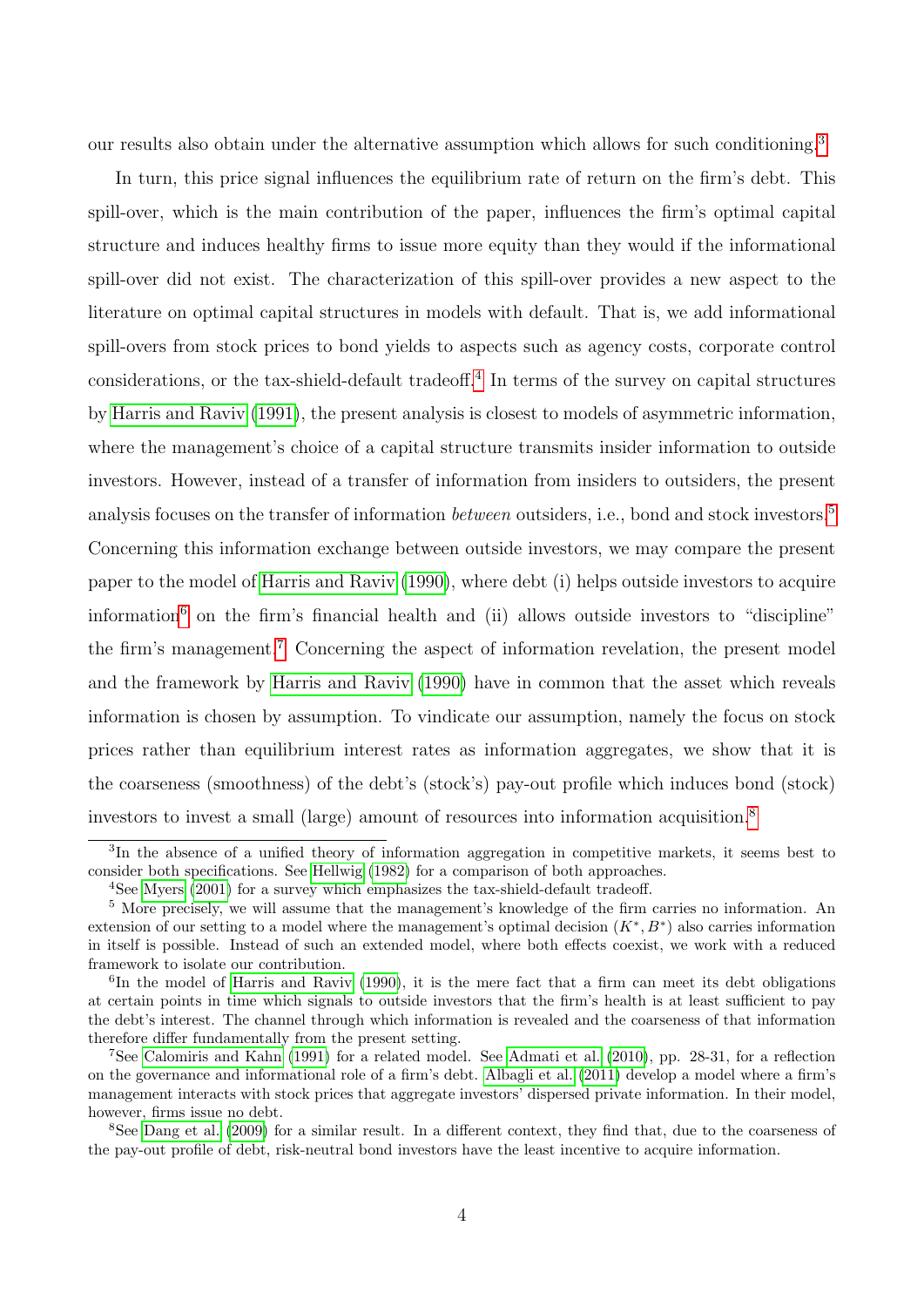our results also obtain under the alternative assumption which allows for such conditioning.[3]

In turn, this price signal influences the equilibrium rate of return on the firm's debt. This spill-over, which is the main contribution of the paper, influences the firm's optimal capital structure and induces healthy firms to issue more equity than they would if the informational spill-over did not exist. The characterization of this spill-over provides a new aspect to the literature on optimal capital structures in models with default. That is, we add informational spill-overs from stock prices to bond yields to aspects such as agency costs, corporate control considerations, or the tax-shield-default tradeoff.[4] In terms of the survey on capital structures by Harris and Raviv (1991), the present analysis is closest to models of asymmetric information, where the management's choice of a capital structure transmits insider information to outside investors. However, instead of a transfer of information from insiders to outsiders, the present analysis focuses on the transfer of information *between* outsiders, i.e., bond and stock investors.[5] Concerning this information exchange between outside investors, we may compare the present paper to the model of Harris and Raviv (1990), where debt (i) helps outside investors to acquire information[6] on the firm's financial health and (ii) allows outside investors to "discipline" the firm's management.[7] Concerning the aspect of information revelation, the present model and the framework by Harris and Raviv (1990) have in common that the asset which reveals information is chosen by assumption. To vindicate our assumption, namely the focus on stock prices rather than equilibrium interest rates as information aggregates, we show that it is the coarseness (smoothness) of the debt's (stock's) pay-out profile which induces bond (stock) investors to invest a small (large) amount of resources into information acquisition.[8]

---

[3] In the absence of a unified theory of information aggregation in competitive markets, it seems best to consider both specifications. See Hellwig (1982) for a comparison of both approaches.

[4] See Myers (2001) for a survey which emphasizes the tax-shield-default tradeoff.

[5] More precisely, we will assume that the management's knowledge of the firm carries no information. An extension of our setting to a model where the management's optimal decision $(K^*, B^*)$ also carries information in itself is possible. Instead of such an extended model, where both effects coexist, we work with a reduced framework to isolate our contribution.

[6] In the model of Harris and Raviv (1990), it is the mere fact that a firm can meet its debt obligations at certain points in time which signals to outside investors that the firm's health is at least sufficient to pay the debt's interest. The channel through which information is revealed and the coarseness of that information therefore differ fundamentally from the present setting.

[7] See Calomiris and Kahn (1991) for a related model. See Admati et al. (2010), pp. 28-31, for a reflection on the governance and informational role of a firm's debt. Albagli et al. (2011) develop a model where a firm's management interacts with stock prices that aggregate investors' dispersed private information. In their model, however, firms issue no debt.

[8] See Dang et al. (2009) for a similar result. In a different context, they find that, due to the coarseness of the pay-out profile of debt, risk-neutral bond investors have the least incentive to acquire information.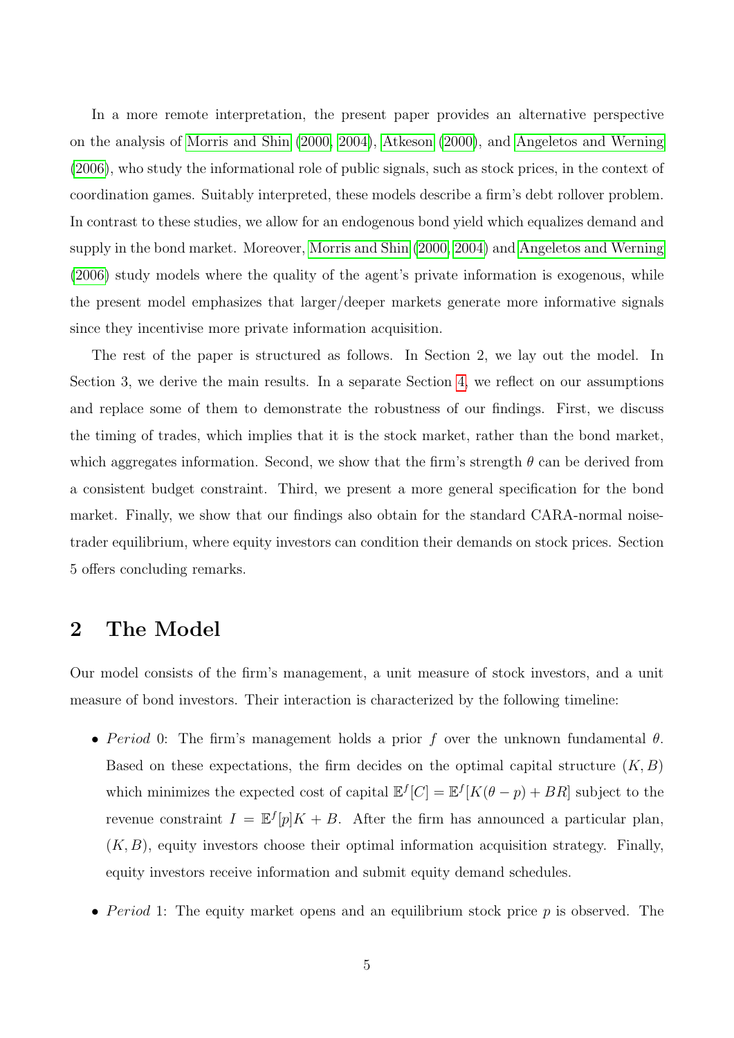In a more remote interpretation, the present paper provides an alternative perspective on the analysis of Morris and Shin (2000, 2004), Atkeson (2000), and Angeletos and Werning (2006), who study the informational role of public signals, such as stock prices, in the context of coordination games. Suitably interpreted, these models describe a firm's debt rollover problem. In contrast to these studies, we allow for an endogenous bond yield which equalizes demand and supply in the bond market. Moreover, Morris and Shin (2000, 2004) and Angeletos and Werning (2006) study models where the quality of the agent's private information is exogenous, while the present model emphasizes that larger/deeper markets generate more informative signals since they incentivise more private information acquisition.

The rest of the paper is structured as follows. In Section 2, we lay out the model. In Section 3, we derive the main results. In a separate Section 4, we reflect on our assumptions and replace some of them to demonstrate the robustness of our findings. First, we discuss the timing of trades, which implies that it is the stock market, rather than the bond market, which aggregates information. Second, we show that the firm's strength $\theta$ can be derived from a consistent budget constraint. Third, we present a more general specification for the bond market. Finally, we show that our findings also obtain for the standard CARA-normal noise-trader equilibrium, where equity investors can condition their demands on stock prices. Section 5 offers concluding remarks.

## 2 The Model

Our model consists of the firm's management, a unit measure of stock investors, and a unit measure of bond investors. Their interaction is characterized by the following timeline:

- *Period* 0: The firm's management holds a prior $f$ over the unknown fundamental $\theta$. Based on these expectations, the firm decides on the optimal capital structure $(K, B)$ which minimizes the expected cost of capital $\mathbb{E}^f[C] = \mathbb{E}^f[K(\theta - p) + BR]$ subject to the revenue constraint $I = \mathbb{E}^f[p]K + B$. After the firm has announced a particular plan, $(K, B)$, equity investors choose their optimal information acquisition strategy. Finally, equity investors receive information and submit equity demand schedules.
- *Period* 1: The equity market opens and an equilibrium stock price $p$ is observed. The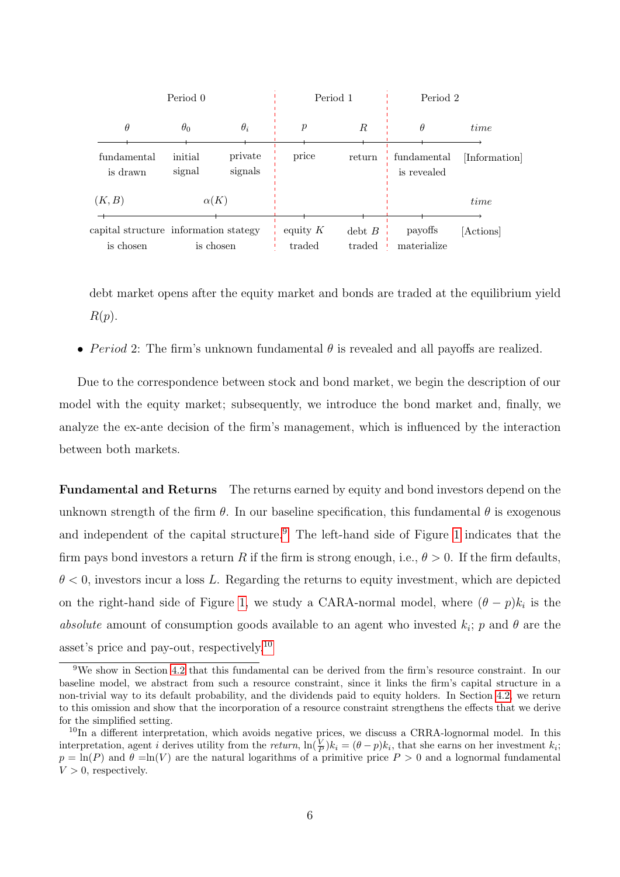| Period 0 | | | Period 1 | | Period 2 | |
|---|---|---|---|---|---|---|
| $\theta$ | $\theta_0$ | $\theta_i$ | $p$ | $R$ | $\theta$ | *time* |
| fundamental is drawn | initial signal | private signals | price | return | fundamental is revealed | [Information] |
| $(K, B)$ | | $\alpha(K)$ | | | | *time* |
| capital structure is chosen | | information stategy is chosen | equity $K$ traded | debt $B$ traded | payoffs materialize | [Actions] |

debt market opens after the equity market and bonds are traded at the equilibrium yield $R(p)$.

- *Period* 2: The firm's unknown fundamental $\theta$ is revealed and all payoffs are realized.

Due to the correspondence between stock and bond market, we begin the description of our model with the equity market; subsequently, we introduce the bond market and, finally, we analyze the ex-ante decision of the firm's management, which is influenced by the interaction between both markets.

**Fundamental and Returns** The returns earned by equity and bond investors depend on the unknown strength of the firm $\theta$. In our baseline specification, this fundamental $\theta$ is exogenous and independent of the capital structure.[9] The left-hand side of Figure 1 indicates that the firm pays bond investors a return $R$ if the firm is strong enough, i.e., $\theta > 0$. If the firm defaults, $\theta < 0$, investors incur a loss $L$. Regarding the returns to equity investment, which are depicted on the right-hand side of Figure 1, we study a CARA-normal model, where $(\theta - p)k_i$ is the *absolute* amount of consumption goods available to an agent who invested $k_i$; $p$ and $\theta$ are the asset's price and pay-out, respectively.[10]

[9] We show in Section 4.2 that this fundamental can be derived from the firm's resource constraint. In our baseline model, we abstract from such a resource constraint, since it links the firm's capital structure in a non-trivial way to its default probability, and the dividends paid to equity holders. In Section 4.2, we return to this omission and show that the incorporation of a resource constraint strengthens the effects that we derive for the simplified setting.

[10] In a different interpretation, which avoids negative prices, we discuss a CRRA-lognormal model. In this interpretation, agent $i$ derives utility from the *return*, $\ln(\frac{V}{P})k_i = (\theta - p)k_i$, that she earns on her investment $k_i$; $p = \ln(P)$ and $\theta = \ln(V)$ are the natural logarithms of a primitive price $P > 0$ and a lognormal fundamental $V > 0$, respectively.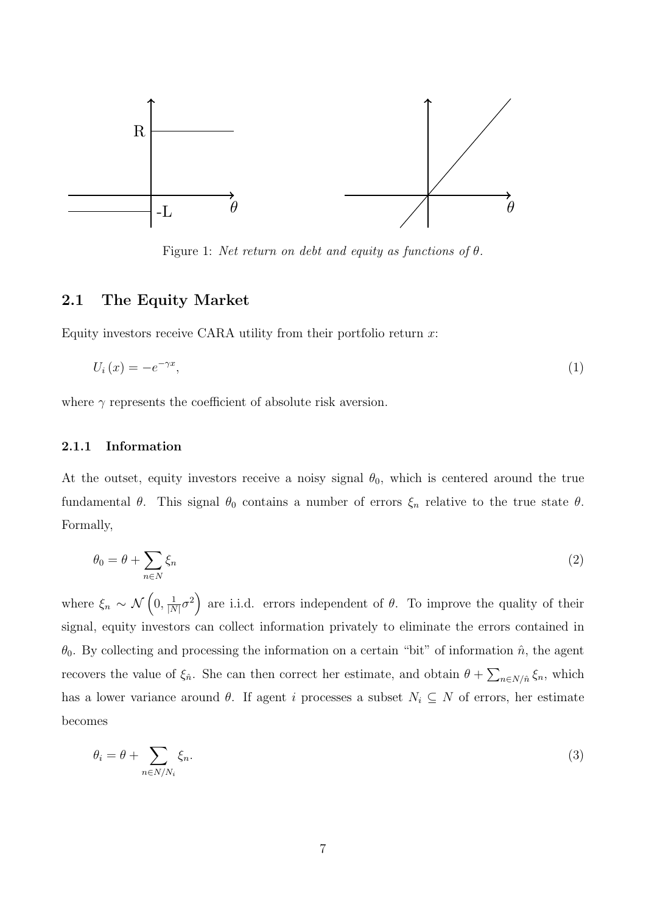Figure 1: *Net return on debt and equity as functions of* $\theta$.

## 2.1 The Equity Market

Equity investors receive CARA utility from their portfolio return $x$:

$$U_i(x) = -e^{-\gamma x}, \tag{1}$$

where $\gamma$ represents the coefficient of absolute risk aversion.

### 2.1.1 Information

At the outset, equity investors receive a noisy signal $\theta_0$, which is centered around the true fundamental $\theta$. This signal $\theta_0$ contains a number of errors $\xi_n$ relative to the true state $\theta$. Formally,

$$\theta_0 = \theta + \sum_{n \in N} \xi_n \tag{2}$$

where $\xi_n \sim \mathcal{N}\left(0, \frac{1}{|N|}\sigma^2\right)$ are i.i.d. errors independent of $\theta$. To improve the quality of their signal, equity investors can collect information privately to eliminate the errors contained in $\theta_0$. By collecting and processing the information on a certain "bit" of information $\hat{n}$, the agent recovers the value of $\xi_{\hat{n}}$. She can then correct her estimate, and obtain $\theta + \sum_{n \in N/\hat{n}} \xi_n$, which has a lower variance around $\theta$. If agent $i$ processes a subset $N_i \subseteq N$ of errors, her estimate becomes

$$\theta_i = \theta + \sum_{n \in N/N_i} \xi_n. \tag{3}$$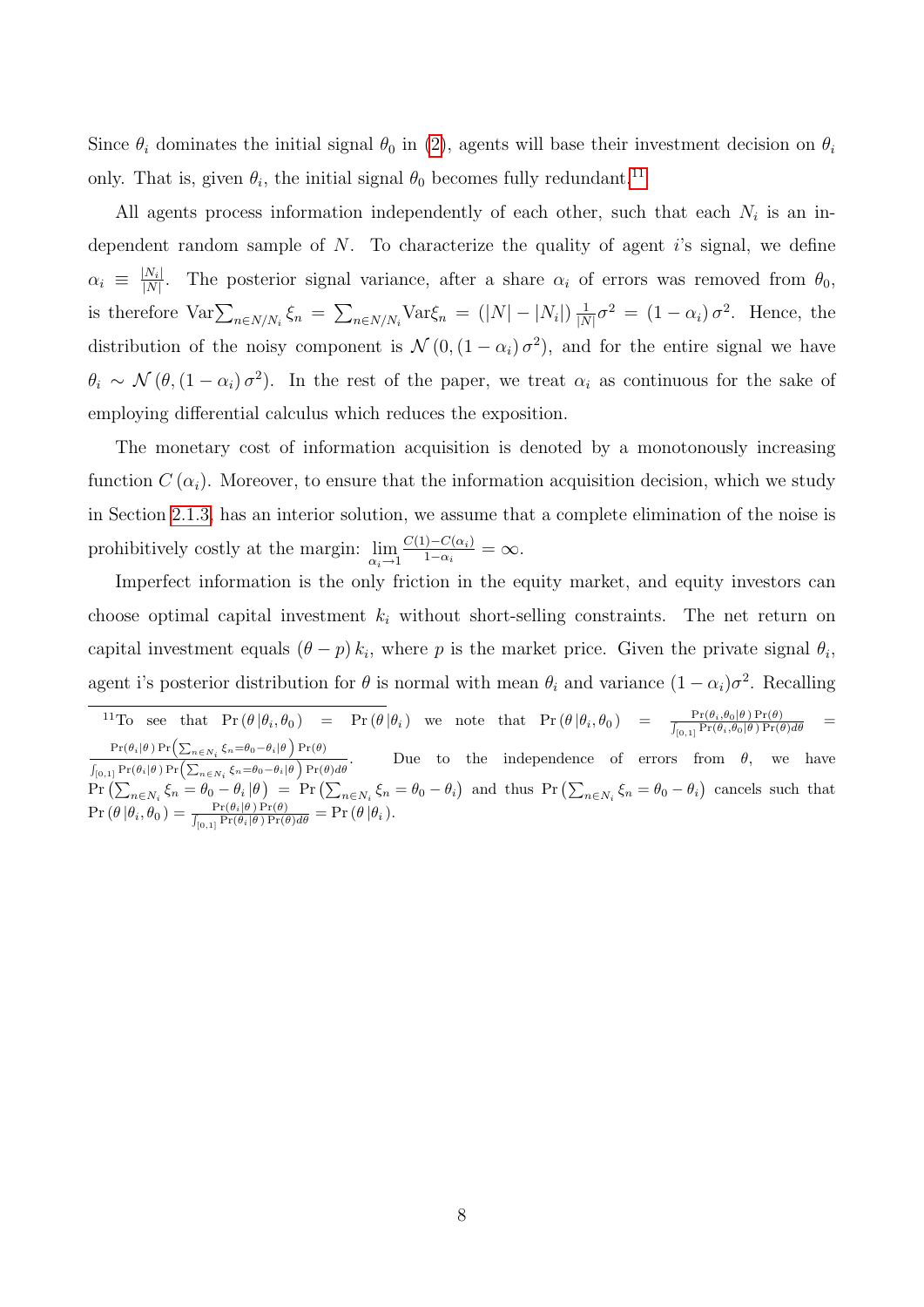Since $\theta_i$ dominates the initial signal $\theta_0$ in (2), agents will base their investment decision on $\theta_i$ only. That is, given $\theta_i$, the initial signal $\theta_0$ becomes fully redundant.[11]

All agents process information independently of each other, such that each $N_i$ is an independent random sample of $N$. To characterize the quality of agent $i$'s signal, we define $\alpha_i \equiv \frac{|N_i|}{|N|}$. The posterior signal variance, after a share $\alpha_i$ of errors was removed from $\theta_0$, is therefore $\text{Var}\sum_{n \in N/N_i} \xi_n = \sum_{n \in N/N_i} \text{Var}\xi_n = (|N| - |N_i|) \frac{1}{|N|}\sigma^2 = (1-\alpha_i)\sigma^2$. Hence, the distribution of the noisy component is $\mathcal{N}(0, (1-\alpha_i)\sigma^2)$, and for the entire signal we have $\theta_i \sim \mathcal{N}(\theta, (1-\alpha_i)\sigma^2)$. In the rest of the paper, we treat $\alpha_i$ as continuous for the sake of employing differential calculus which reduces the exposition.

The monetary cost of information acquisition is denoted by a monotonously increasing function $C(\alpha_i)$. Moreover, to ensure that the information acquisition decision, which we study in Section 2.1.3, has an interior solution, we assume that a complete elimination of the noise is prohibitively costly at the margin: $\lim_{\alpha_i \to 1} \frac{C(1) - C(\alpha_i)}{1 - \alpha_i} = \infty$.

Imperfect information is the only friction in the equity market, and equity investors can choose optimal capital investment $k_i$ without short-selling constraints. The net return on capital investment equals $(\theta - p) k_i$, where $p$ is the market price. Given the private signal $\theta_i$, agent i's posterior distribution for $\theta$ is normal with mean $\theta_i$ and variance $(1-\alpha_i)\sigma^2$. Recalling

[11] To see that $\Pr(\theta | \theta_i, \theta_0) = \Pr(\theta | \theta_i)$ we note that $\Pr(\theta | \theta_i, \theta_0) = \frac{\Pr(\theta_i, \theta_0 | \theta) \Pr(\theta)}{\int_{[0,1]} \Pr(\theta_i, \theta_0 | \theta) \Pr(\theta) d\theta} = \frac{\Pr(\theta_i | \theta) \Pr\left(\sum_{n \in N_i} \xi_n = \theta_0 - \theta_i | \theta\right) \Pr(\theta)}{\int_{[0,1]} \Pr(\theta_i | \theta) \Pr\left(\sum_{n \in N_i} \xi_n = \theta_0 - \theta_i | \theta\right) \Pr(\theta) d\theta}$. Due to the independence of errors from $\theta$, we have $\Pr\left(\sum_{n \in N_i} \xi_n = \theta_0 - \theta_i | \theta\right) = \Pr\left(\sum_{n \in N_i} \xi_n = \theta_0 - \theta_i\right)$ and thus $\Pr\left(\sum_{n \in N_i} \xi_n = \theta_0 - \theta_i\right)$ cancels such that $\Pr(\theta | \theta_i, \theta_0) = \frac{\Pr(\theta_i | \theta) \Pr(\theta)}{\int_{[0,1]} \Pr(\theta_i | \theta) \Pr(\theta) d\theta} = \Pr(\theta | \theta_i)$.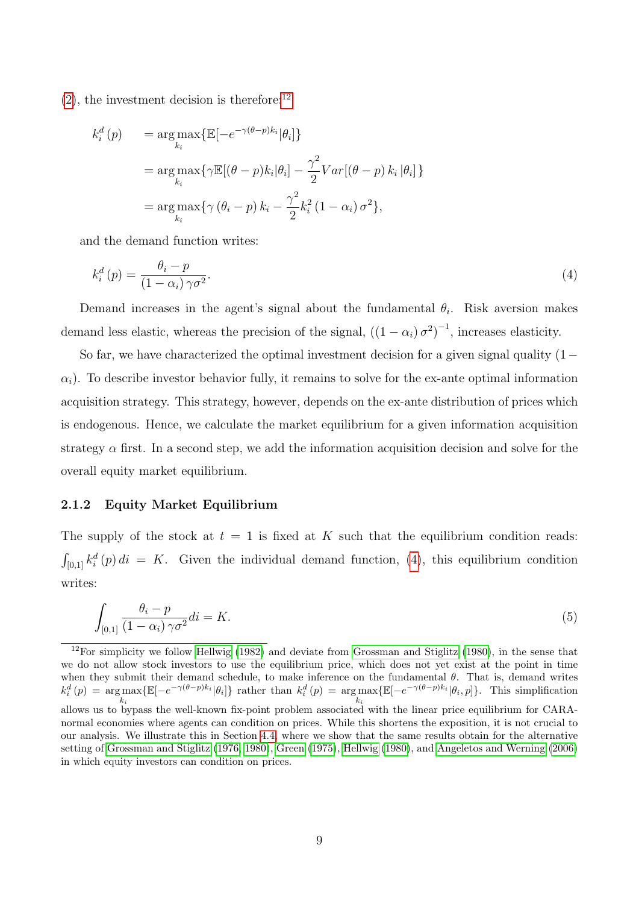(2), the investment decision is therefore:[12]

$$
\begin{aligned}
k_i^d(p) \quad &= \arg\max_{k_i}\{\mathbb{E}[-e^{-\gamma(\theta-p)k_i}|\theta_i]\} \\
&= \arg\max_{k_i}\{\gamma\mathbb{E}[(\theta-p)k_i|\theta_i] - \frac{\gamma^2}{2}Var[(\theta-p)\,k_i\,|\theta_i]\} \\
&= \arg\max_{k_i}\{\gamma\,(\theta_i-p)\,k_i - \frac{\gamma^2}{2}k_i^2\,(1-\alpha_i)\,\sigma^2\},
\end{aligned}
$$

and the demand function writes:

$$
k_i^d(p) = \frac{\theta_i - p}{(1-\alpha_i)\,\gamma\sigma^2}. \tag{4}
$$

Demand increases in the agent's signal about the fundamental $\theta_i$. Risk aversion makes demand less elastic, whereas the precision of the signal, $((1-\alpha_i)\,\sigma^2)^{-1}$, increases elasticity.

So far, we have characterized the optimal investment decision for a given signal quality $(1-\alpha_i)$. To describe investor behavior fully, it remains to solve for the ex-ante optimal information acquisition strategy. This strategy, however, depends on the ex-ante distribution of prices which is endogenous. Hence, we calculate the market equilibrium for a given information acquisition strategy $\alpha$ first. In a second step, we add the information acquisition decision and solve for the overall equity market equilibrium.

### 2.1.2 Equity Market Equilibrium

The supply of the stock at $t = 1$ is fixed at $K$ such that the equilibrium condition reads: $\int_{[0,1]} k_i^d(p)\,di = K$. Given the individual demand function, (4), this equilibrium condition writes:

$$
\int_{[0,1]} \frac{\theta_i - p}{(1-\alpha_i)\,\gamma\sigma^2} di = K. \tag{5}
$$

---

[12] For simplicity we follow Hellwig (1982) and deviate from Grossman and Stiglitz (1980), in the sense that we do not allow stock investors to use the equilibrium price, which does not yet exist at the point in time when they submit their demand schedule, to make inference on the fundamental $\theta$. That is, demand writes $k_i^d(p) = \arg\max_{k_i}\{\mathbb{E}[-e^{-\gamma(\theta-p)k_i}|\theta_i]\}$ rather than $k_i^d(p) = \arg\max_{k_i}\{\mathbb{E}[-e^{-\gamma(\theta-p)k_i}|\theta_i, p]\}$. This simplification allows us to bypass the well-known fix-point problem associated with the linear price equilibrium for CARA-normal economies where agents can condition on prices. While this shortens the exposition, it is not crucial to our analysis. We illustrate this in Section 4.4, where we show that the same results obtain for the alternative setting of Grossman and Stiglitz (1976, 1980), Green (1975), Hellwig (1980), and Angeletos and Werning (2006) in which equity investors can condition on prices.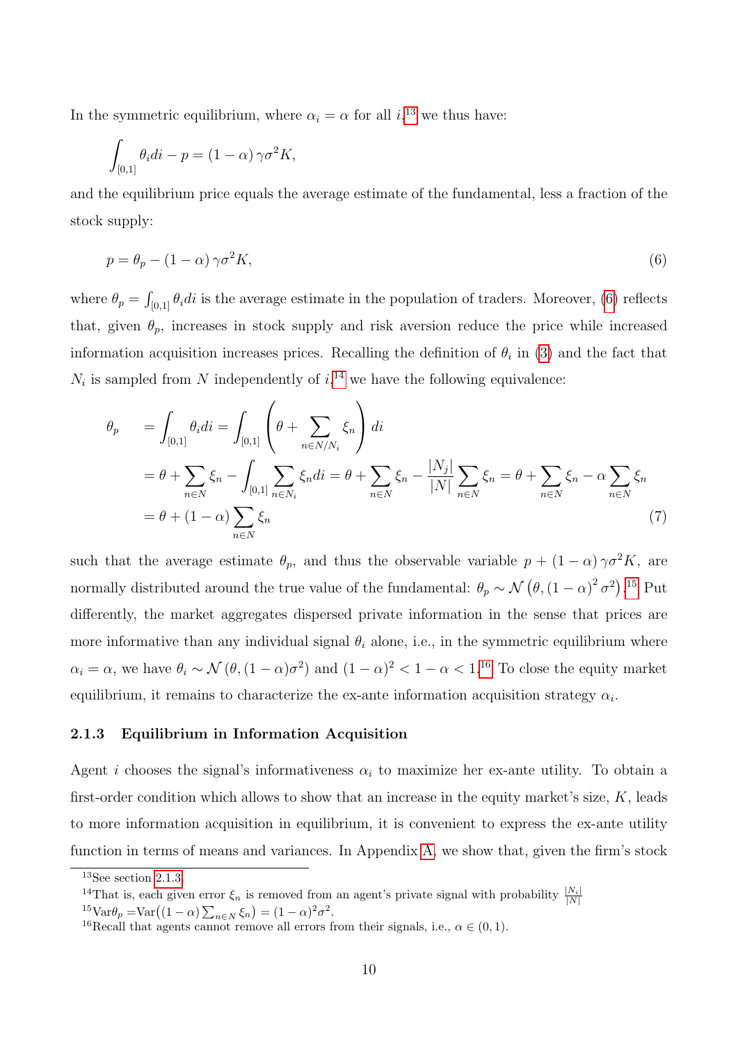In the symmetric equilibrium, where $\alpha_i = \alpha$ for all $i$,[13] we thus have:

$$\int_{[0,1]} \theta_i di - p = (1-\alpha)\gamma\sigma^2 K,$$

and the equilibrium price equals the average estimate of the fundamental, less a fraction of the stock supply:

$$p = \theta_p - (1-\alpha)\gamma\sigma^2 K, \tag{6}$$

where $\theta_p = \int_{[0,1]} \theta_i di$ is the average estimate in the population of traders. Moreover, (6) reflects that, given $\theta_p$, increases in stock supply and risk aversion reduce the price while increased information acquisition increases prices. Recalling the definition of $\theta_i$ in (3) and the fact that $N_i$ is sampled from $N$ independently of $i$,[14] we have the following equivalence:

$$\begin{aligned}
\theta_p &= \int_{[0,1]} \theta_i di = \int_{[0,1]} \left( \theta + \sum_{n \in N/N_i} \xi_n \right) di \\
&= \theta + \sum_{n\in N} \xi_n - \int_{[0,1]} \sum_{n \in N_i} \xi_n di = \theta + \sum_{n\in N} \xi_n - \frac{|N_j|}{|N|} \sum_{n \in N} \xi_n = \theta + \sum_{n \in N} \xi_n - \alpha \sum_{n\in N} \xi_n \\
&= \theta + (1-\alpha) \sum_{n \in N} \xi_n
\end{aligned} \tag{7}$$

such that the average estimate $\theta_p$, and thus the observable variable $p + (1-\alpha)\gamma\sigma^2 K$, are normally distributed around the true value of the fundamental: $\theta_p \sim \mathcal{N}\left(\theta, (1-\alpha)^2 \sigma^2\right)$.[15] Put differently, the market aggregates dispersed private information in the sense that prices are more informative than any individual signal $\theta_i$ alone, i.e., in the symmetric equilibrium where $\alpha_i = \alpha$, we have $\theta_i \sim \mathcal{N}(\theta, (1-\alpha)\sigma^2)$ and $(1-\alpha)^2 < 1-\alpha < 1$.[16] To close the equity market equilibrium, it remains to characterize the ex-ante information acquisition strategy $\alpha_i$.

### 2.1.3 Equilibrium in Information Acquisition

Agent $i$ chooses the signal's informativeness $\alpha_i$ to maximize her ex-ante utility. To obtain a first-order condition which allows to show that an increase in the equity market's size, $K$, leads to more information acquisition in equilibrium, it is convenient to express the ex-ante utility function in terms of means and variances. In Appendix A, we show that, given the firm's stock

---

[13] See section 2.1.3.

[14] That is, each given error $\xi_n$ is removed from an agent's private signal with probability $\frac{|N_i|}{|N|}$.

[15] $\text{Var}\theta_p = \text{Var}\big((1-\alpha)\sum_{n\in N} \xi_n\big) = (1-\alpha)^2\sigma^2$.

[16] Recall that agents cannot remove all errors from their signals, i.e., $\alpha \in (0,1)$.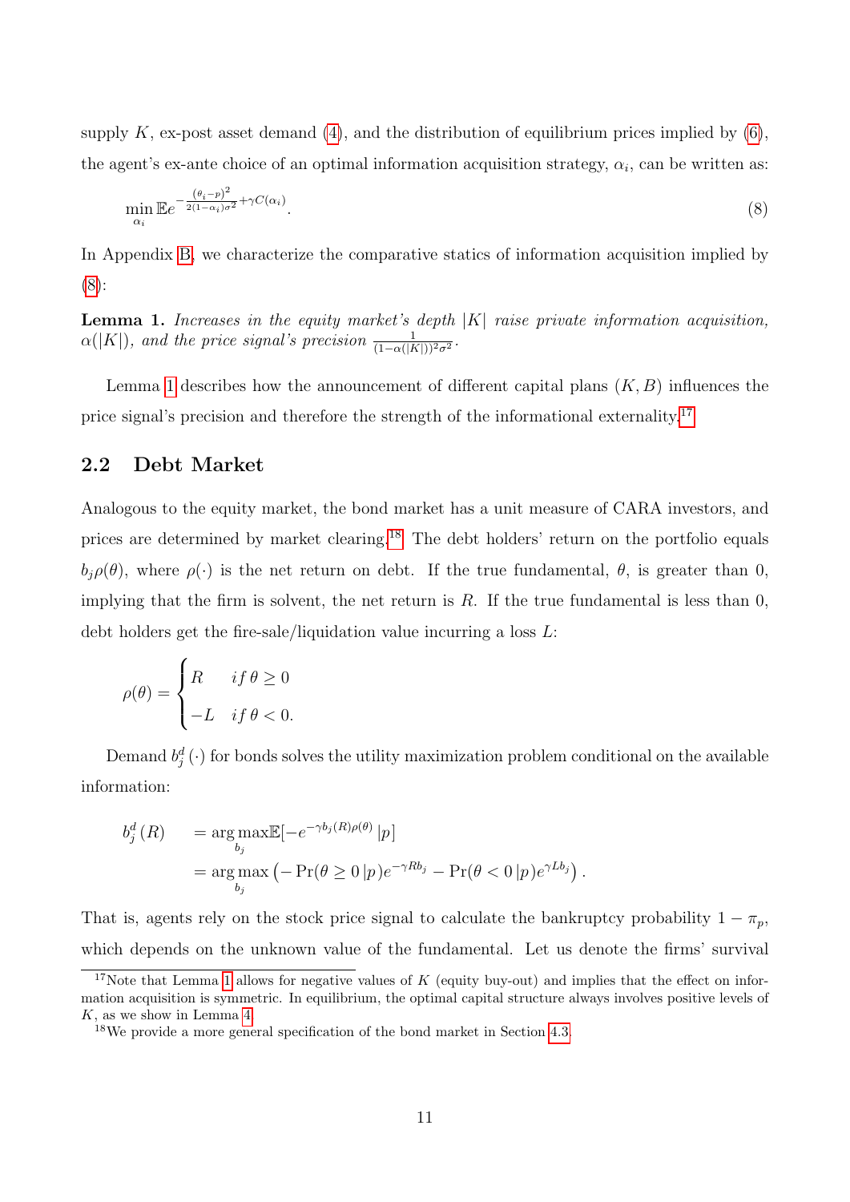supply $K$, ex-post asset demand (4), and the distribution of equilibrium prices implied by (6), the agent's ex-ante choice of an optimal information acquisition strategy, $\alpha_i$, can be written as:

$$\min_{\alpha_i} \mathbb{E} e^{-\frac{(\theta_i - p)^2}{2(1-\alpha_i)\sigma^2} + \gamma C(\alpha_i)}. \tag{8}$$

In Appendix B, we characterize the comparative statics of information acquisition implied by (8):

**Lemma 1.** *Increases in the equity market's depth $|K|$ raise private information acquisition, $\alpha(|K|)$, and the price signal's precision $\frac{1}{(1-\alpha(|K|))^2\sigma^2}$.*

Lemma 1 describes how the announcement of different capital plans $(K, B)$ influences the price signal's precision and therefore the strength of the informational externality.[17]

## 2.2 Debt Market

Analogous to the equity market, the bond market has a unit measure of CARA investors, and prices are determined by market clearing.[18] The debt holders' return on the portfolio equals $b_j \rho(\theta)$, where $\rho(\cdot)$ is the net return on debt. If the true fundamental, $\theta$, is greater than 0, implying that the firm is solvent, the net return is $R$. If the true fundamental is less than 0, debt holders get the fire-sale/liquidation value incurring a loss $L$:

$$\rho(\theta) = \begin{cases} R & if\, \theta \geq 0 \\ -L & if\, \theta < 0. \end{cases}$$

Demand $b_j^d(\cdot)$ for bonds solves the utility maximization problem conditional on the available information:

$$\begin{aligned} b_j^d(R) \quad &= \arg\max_{b_j} \mathbb{E}[-e^{-\gamma b_j(R)\rho(\theta)}\,|p] \\ &= \arg\max_{b_j} \left(-\Pr(\theta \geq 0\,|p)e^{-\gamma R b_j} - \Pr(\theta < 0\,|p)e^{\gamma L b_j}\right). \end{aligned}$$

That is, agents rely on the stock price signal to calculate the bankruptcy probability $1 - \pi_p$, which depends on the unknown value of the fundamental. Let us denote the firms' survival

[17] Note that Lemma 1 allows for negative values of $K$ (equity buy-out) and implies that the effect on information acquisition is symmetric. In equilibrium, the optimal capital structure always involves positive levels of $K$, as we show in Lemma 4.

[18] We provide a more general specification of the bond market in Section 4.3.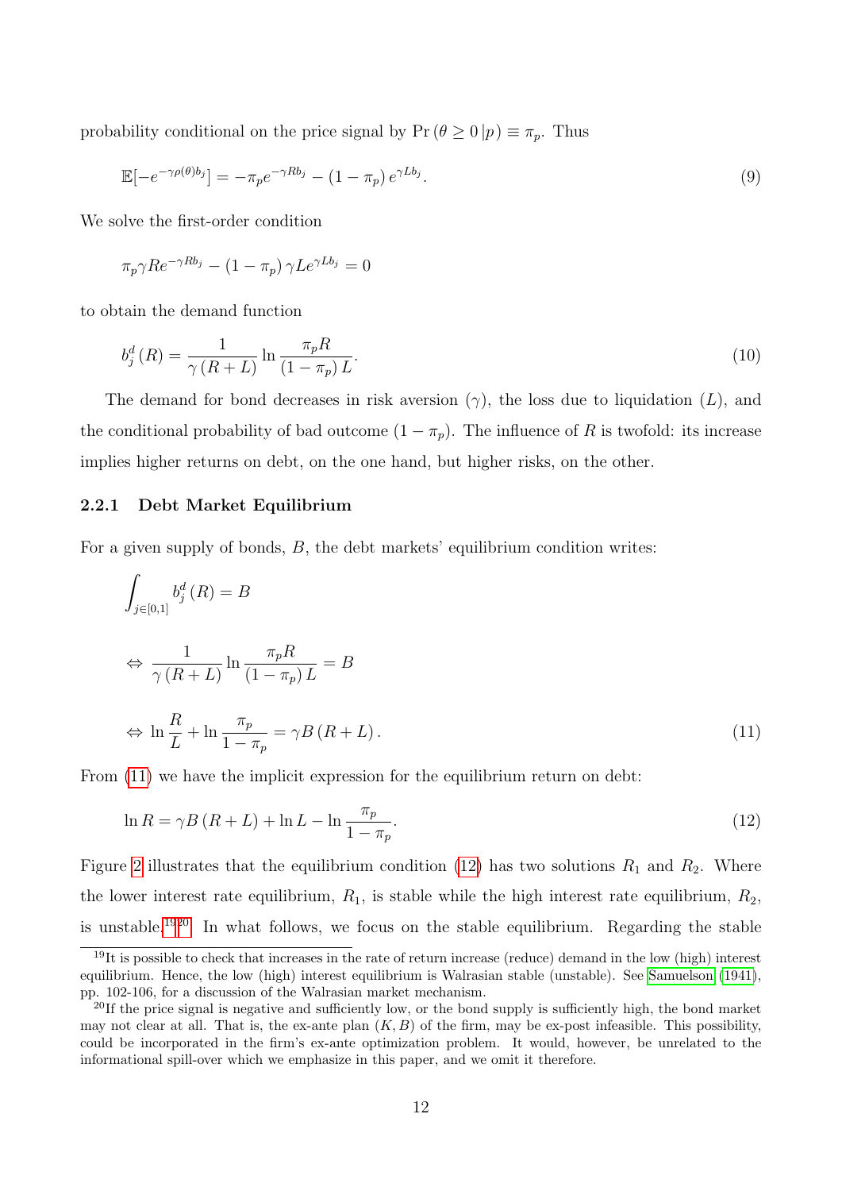probability conditional on the price signal by $\Pr(\theta \geq 0 \,|p) \equiv \pi_p$. Thus

$$\mathbb{E}[-e^{-\gamma\rho(\theta)b_j}] = -\pi_p e^{-\gamma R b_j} - (1-\pi_p)\, e^{\gamma L b_j}. \tag{9}$$

We solve the first-order condition

$$\pi_p \gamma R e^{-\gamma R b_j} - (1-\pi_p)\,\gamma L e^{\gamma L b_j} = 0$$

to obtain the demand function

$$b_j^d(R) = \frac{1}{\gamma(R+L)} \ln \frac{\pi_p R}{(1-\pi_p)\,L}. \tag{10}$$

The demand for bond decreases in risk aversion ($\gamma$), the loss due to liquidation ($L$), and the conditional probability of bad outcome ($1-\pi_p$). The influence of $R$ is twofold: its increase implies higher returns on debt, on the one hand, but higher risks, on the other.

### 2.2.1 Debt Market Equilibrium

For a given supply of bonds, $B$, the debt markets' equilibrium condition writes:

$$\int_{j\in[0,1]} b_j^d(R) = B$$

$$\Leftrightarrow \frac{1}{\gamma(R+L)} \ln \frac{\pi_p R}{(1-\pi_p)\,L} = B$$

$$\Leftrightarrow \ln\frac{R}{L} + \ln\frac{\pi_p}{1-\pi_p} = \gamma B\,(R+L)\,. \tag{11}$$

From (11) we have the implicit expression for the equilibrium return on debt:

$$\ln R = \gamma B\,(R+L) + \ln L - \ln \frac{\pi_p}{1-\pi_p}. \tag{12}$$

Figure 2 illustrates that the equilibrium condition (12) has two solutions $R_1$ and $R_2$. Where the lower interest rate equilibrium, $R_1$, is stable while the high interest rate equilibrium, $R_2$, is unstable.[19][20] In what follows, we focus on the stable equilibrium. Regarding the stable

[19] It is possible to check that increases in the rate of return increase (reduce) demand in the low (high) interest equilibrium. Hence, the low (high) interest equilibrium is Walrasian stable (unstable). See Samuelson (1941), pp. 102-106, for a discussion of the Walrasian market mechanism.

[20] If the price signal is negative and sufficiently low, or the bond supply is sufficiently high, the bond market may not clear at all. That is, the ex-ante plan $(K, B)$ of the firm, may be ex-post infeasible. This possibility, could be incorporated in the firm's ex-ante optimization problem. It would, however, be unrelated to the informational spill-over which we emphasize in this paper, and we omit it therefore.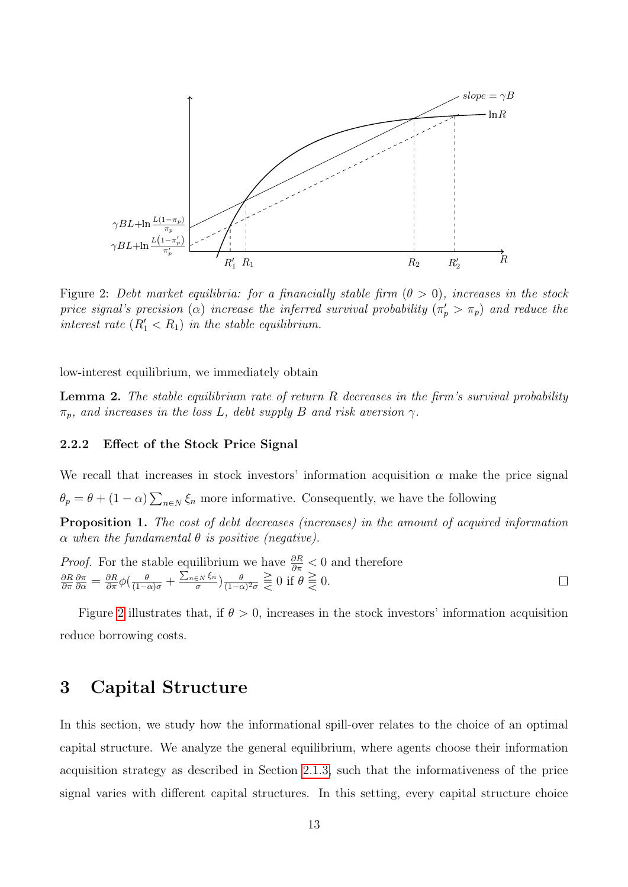Figure 2: *Debt market equilibria: for a financially stable firm ($\theta > 0$), increases in the stock price signal's precision ($\alpha$) increase the inferred survival probability ($\pi_p' > \pi_p$) and reduce the interest rate ($R_1' < R_1$) in the stable equilibrium.*

low-interest equilibrium, we immediately obtain

**Lemma 2.** *The stable equilibrium rate of return $R$ decreases in the firm's survival probability $\pi_p$, and increases in the loss $L$, debt supply $B$ and risk aversion $\gamma$.*

### 2.2.2 Effect of the Stock Price Signal

We recall that increases in stock investors' information acquisition $\alpha$ make the price signal $\theta_p = \theta + (1-\alpha)\sum_{n\in N}\xi_n$ more informative. Consequently, we have the following

**Proposition 1.** *The cost of debt decreases (increases) in the amount of acquired information $\alpha$ when the fundamental $\theta$ is positive (negative).*

*Proof.* For the stable equilibrium we have $\frac{\partial R}{\partial \pi} < 0$ and therefore $\frac{\partial R}{\partial \pi}\frac{\partial \pi}{\partial \alpha} = \frac{\partial R}{\partial \pi}\phi\left(\frac{\theta}{(1-\alpha)\sigma} + \frac{\sum_{n\in N}\xi_n}{\sigma}\right)\frac{\theta}{(1-\alpha)^2\sigma} \gtreqless 0$ if $\theta \lesseqgtr 0$. $\square$

Figure 2 illustrates that, if $\theta > 0$, increases in the stock investors' information acquisition reduce borrowing costs.

# 3 Capital Structure

In this section, we study how the informational spill-over relates to the choice of an optimal capital structure. We analyze the general equilibrium, where agents choose their information acquisition strategy as described in Section 2.1.3, such that the informativeness of the price signal varies with different capital structures. In this setting, every capital structure choice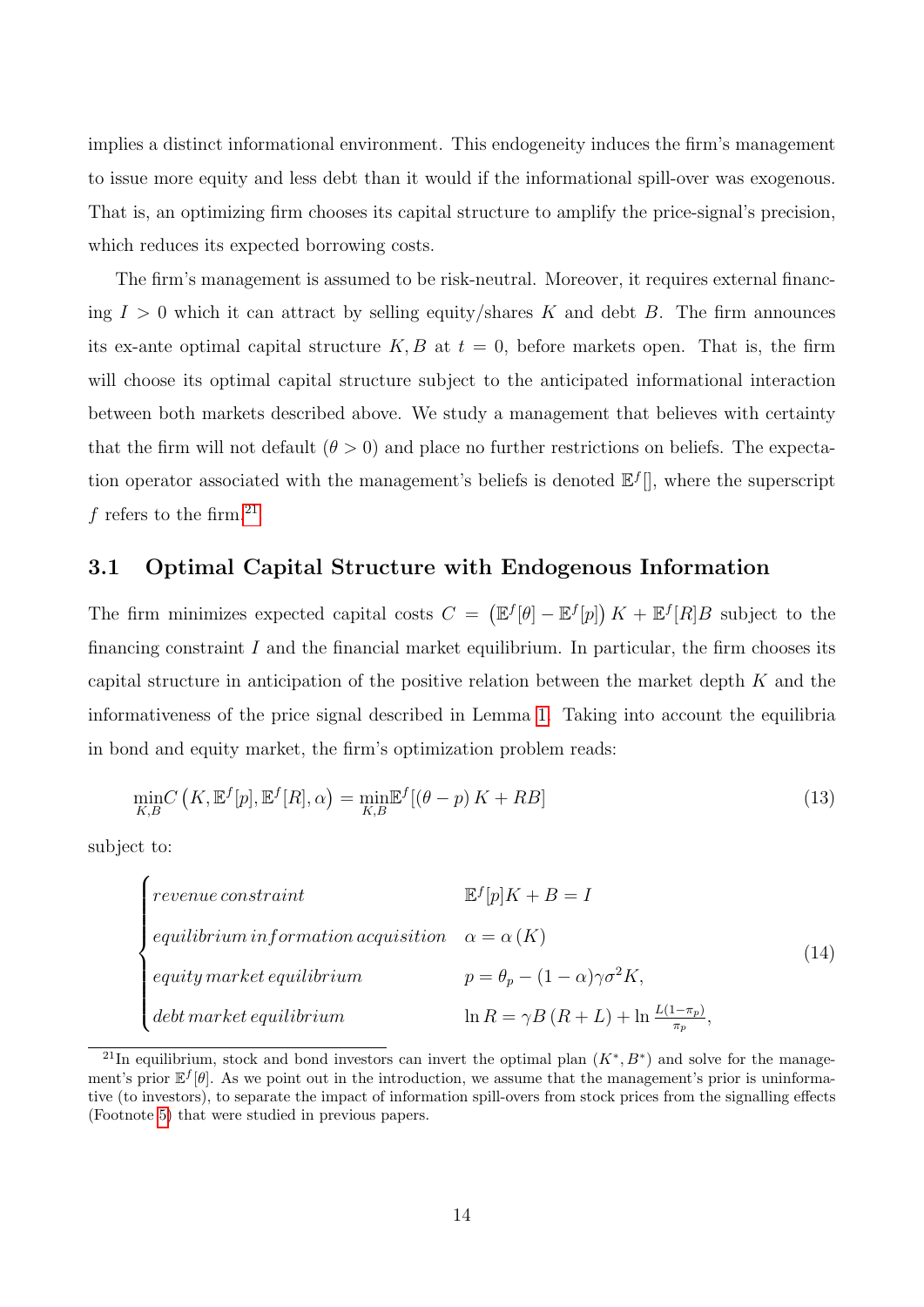implies a distinct informational environment. This endogeneity induces the firm's management to issue more equity and less debt than it would if the informational spill-over was exogenous. That is, an optimizing firm chooses its capital structure to amplify the price-signal's precision, which reduces its expected borrowing costs.

The firm's management is assumed to be risk-neutral. Moreover, it requires external financing $I > 0$ which it can attract by selling equity/shares $K$ and debt $B$. The firm announces its ex-ante optimal capital structure $K, B$ at $t = 0$, before markets open. That is, the firm will choose its optimal capital structure subject to the anticipated informational interaction between both markets described above. We study a management that believes with certainty that the firm will not default ($\theta > 0$) and place no further restrictions on beliefs. The expectation operator associated with the management's beliefs is denoted $\mathbb{E}^f[]$, where the superscript $f$ refers to the firm.[21]

## 3.1 Optimal Capital Structure with Endogenous Information

The firm minimizes expected capital costs $C = \left(\mathbb{E}^f[\theta] - \mathbb{E}^f[p]\right) K + \mathbb{E}^f[R]B$ subject to the financing constraint $I$ and the financial market equilibrium. In particular, the firm chooses its capital structure in anticipation of the positive relation between the market depth $K$ and the informativeness of the price signal described in Lemma 1. Taking into account the equilibria in bond and equity market, the firm's optimization problem reads:

$$\min_{K,B} C\left(K, \mathbb{E}^f[p], \mathbb{E}^f[R], \alpha\right) = \min_{K,B} \mathbb{E}^f[(\theta - p) K + RB] \tag{13}$$

subject to:

$$\begin{cases} \textit{revenue constraint} & \mathbb{E}^f[p]K + B = I \\ \textit{equilibrium information acquisition} & \alpha = \alpha(K) \\ \textit{equity market equilibrium} & p = \theta_p - (1-\alpha)\gamma\sigma^2 K, \\ \textit{debt market equilibrium} & \ln R = \gamma B (R + L) + \ln \frac{L(1-\pi_p)}{\pi_p}, \end{cases} \tag{14}$$

[21] In equilibrium, stock and bond investors can invert the optimal plan $(K^*, B^*)$ and solve for the management's prior $\mathbb{E}^f[\theta]$. As we point out in the introduction, we assume that the management's prior is uninformative (to investors), to separate the impact of information spill-overs from stock prices from the signalling effects (Footnote 5) that were studied in previous papers.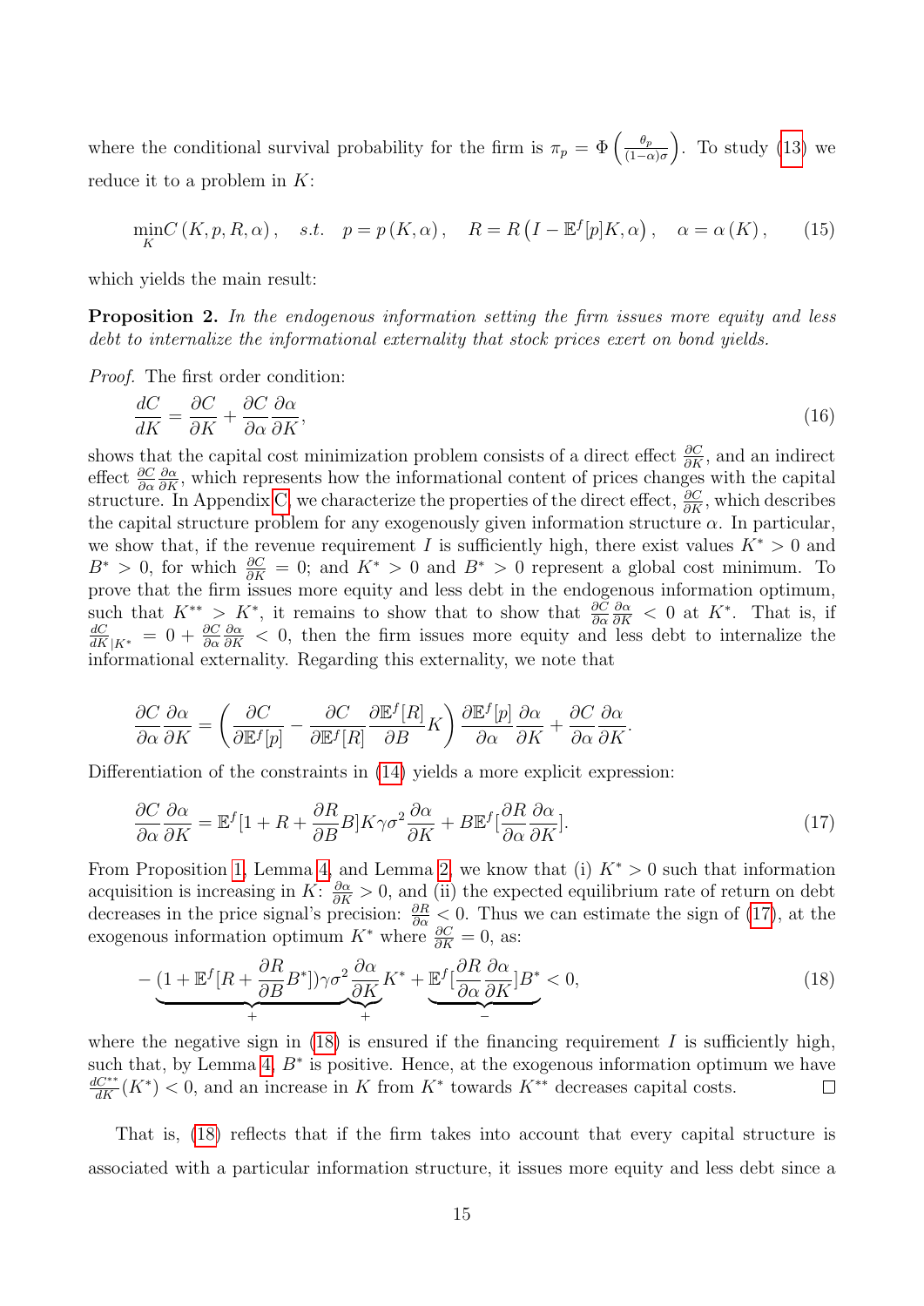where the conditional survival probability for the firm is $\pi_p = \Phi\left(\frac{\theta_p}{(1-\alpha)\sigma}\right)$. To study (13) we reduce it to a problem in $K$:

$$\min_K C\left(K, p, R, \alpha\right), \quad s.t. \quad p = p\left(K, \alpha\right), \quad R = R\left(I - \mathbb{E}^f[p]K, \alpha\right), \quad \alpha = \alpha\left(K\right), \tag{15}$$

which yields the main result:

**Proposition 2.** *In the endogenous information setting the firm issues more equity and less debt to internalize the informational externality that stock prices exert on bond yields.*

*Proof.* The first order condition:

$$\frac{dC}{dK} = \frac{\partial C}{\partial K} + \frac{\partial C}{\partial \alpha}\frac{\partial \alpha}{\partial K}, \tag{16}$$

shows that the capital cost minimization problem consists of a direct effect $\frac{\partial C}{\partial K}$, and an indirect effect $\frac{\partial C}{\partial \alpha}\frac{\partial \alpha}{\partial K}$, which represents how the informational content of prices changes with the capital structure. In Appendix C we characterize the properties of the direct effect, $\frac{\partial C}{\partial K}$, which describes the capital structure problem for any exogenously given information structure $\alpha$. In particular, we show that, if the revenue requirement $I$ is sufficiently high, there exist values $K^* > 0$ and $B^* > 0$, for which $\frac{\partial C}{\partial K} = 0$; and $K^* > 0$ and $B^* > 0$ represent a global cost minimum. To prove that the firm issues more equity and less debt in the endogenous information optimum, such that $K^{**} > K^*$, it remains to show that to show that $\frac{\partial C}{\partial \alpha}\frac{\partial \alpha}{\partial K} < 0$ at $K^*$. That is, if $\frac{dC}{dK}_{|K^*} = 0 + \frac{\partial C}{\partial \alpha}\frac{\partial \alpha}{\partial K} < 0$, then the firm issues more equity and less debt to internalize the informational externality. Regarding this externality, we note that

$$\frac{\partial C}{\partial \alpha}\frac{\partial \alpha}{\partial K} = \left(\frac{\partial C}{\partial \mathbb{E}^f[p]} - \frac{\partial C}{\partial \mathbb{E}^f[R]}\frac{\partial \mathbb{E}^f[R]}{\partial B}K\right)\frac{\partial \mathbb{E}^f[p]}{\partial \alpha}\frac{\partial \alpha}{\partial K} + \frac{\partial C}{\partial \alpha}\frac{\partial \alpha}{\partial K}.$$

Differentiation of the constraints in (14) yields a more explicit expression:

$$\frac{\partial C}{\partial \alpha}\frac{\partial \alpha}{\partial K} = \mathbb{E}^f[1 + R + \frac{\partial R}{\partial B}B]K\gamma\sigma^2\frac{\partial \alpha}{\partial K} + B\mathbb{E}^f[\frac{\partial R}{\partial \alpha}\frac{\partial \alpha}{\partial K}]. \tag{17}$$

From Proposition 1, Lemma 4, and Lemma 2, we know that (i) $K^* > 0$ such that information acquisition is increasing in $K$: $\frac{\partial \alpha}{\partial K} > 0$, and (ii) the expected equilibrium rate of return on debt decreases in the price signal's precision: $\frac{\partial R}{\partial \alpha} < 0$. Thus we can estimate the sign of (17), at the exogenous information optimum $K^*$ where $\frac{\partial C}{\partial K} = 0$, as:

$$-\underbrace{(1 + \mathbb{E}^f[R + \frac{\partial R}{\partial B}B^*])\gamma\sigma^2}_{+}\underbrace{\frac{\partial \alpha}{\partial K}}_{+}K^* + \underbrace{\mathbb{E}^f[\frac{\partial R}{\partial \alpha}\frac{\partial \alpha}{\partial K}]B^*}_{-} < 0, \tag{18}$$

where the negative sign in (18) is ensured if the financing requirement $I$ is sufficiently high, such that, by Lemma 4, $B^*$ is positive. Hence, at the exogenous information optimum we have $\frac{dC^{**}}{dK}(K^*) < 0$, and an increase in $K$ from $K^*$ towards $K^{**}$ decreases capital costs. $\square$

That is, (18) reflects that if the firm takes into account that every capital structure is associated with a particular information structure, it issues more equity and less debt since a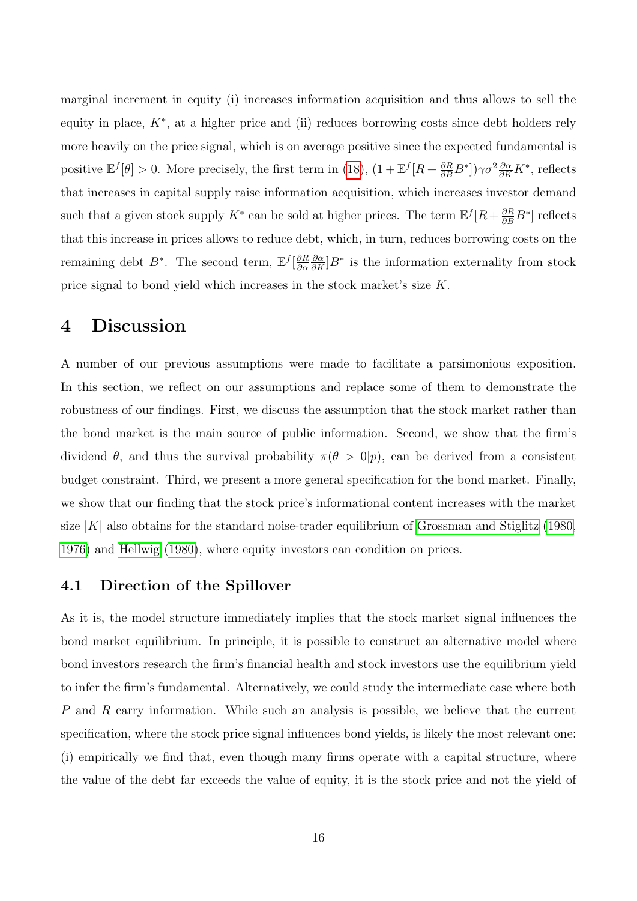marginal increment in equity (i) increases information acquisition and thus allows to sell the equity in place, $K^*$, at a higher price and (ii) reduces borrowing costs since debt holders rely more heavily on the price signal, which is on average positive since the expected fundamental is positive $\mathbb{E}^f[\theta] > 0$. More precisely, the first term in (18), $(1+\mathbb{E}^f[R+\frac{\partial R}{\partial B}B^*])\gamma\sigma^2\frac{\partial \alpha}{\partial K}K^*$, reflects that increases in capital supply raise information acquisition, which increases investor demand such that a given stock supply $K^*$ can be sold at higher prices. The term $\mathbb{E}^f[R+\frac{\partial R}{\partial B}B^*]$ reflects that this increase in prices allows to reduce debt, which, in turn, reduces borrowing costs on the remaining debt $B^*$. The second term, $\mathbb{E}^f[\frac{\partial R}{\partial \alpha}\frac{\partial \alpha}{\partial K}]B^*$ is the information externality from stock price signal to bond yield which increases in the stock market's size $K$.

# 4 Discussion

A number of our previous assumptions were made to facilitate a parsimonious exposition. In this section, we reflect on our assumptions and replace some of them to demonstrate the robustness of our findings. First, we discuss the assumption that the stock market rather than the bond market is the main source of public information. Second, we show that the firm's dividend $\theta$, and thus the survival probability $\pi(\theta > 0|p)$, can be derived from a consistent budget constraint. Third, we present a more general specification for the bond market. Finally, we show that our finding that the stock price's informational content increases with the market size $|K|$ also obtains for the standard noise-trader equilibrium of Grossman and Stiglitz (1980, 1976) and Hellwig (1980), where equity investors can condition on prices.

## 4.1 Direction of the Spillover

As it is, the model structure immediately implies that the stock market signal influences the bond market equilibrium. In principle, it is possible to construct an alternative model where bond investors research the firm's financial health and stock investors use the equilibrium yield to infer the firm's fundamental. Alternatively, we could study the intermediate case where both $P$ and $R$ carry information. While such an analysis is possible, we believe that the current specification, where the stock price signal influences bond yields, is likely the most relevant one: (i) empirically we find that, even though many firms operate with a capital structure, where the value of the debt far exceeds the value of equity, it is the stock price and not the yield of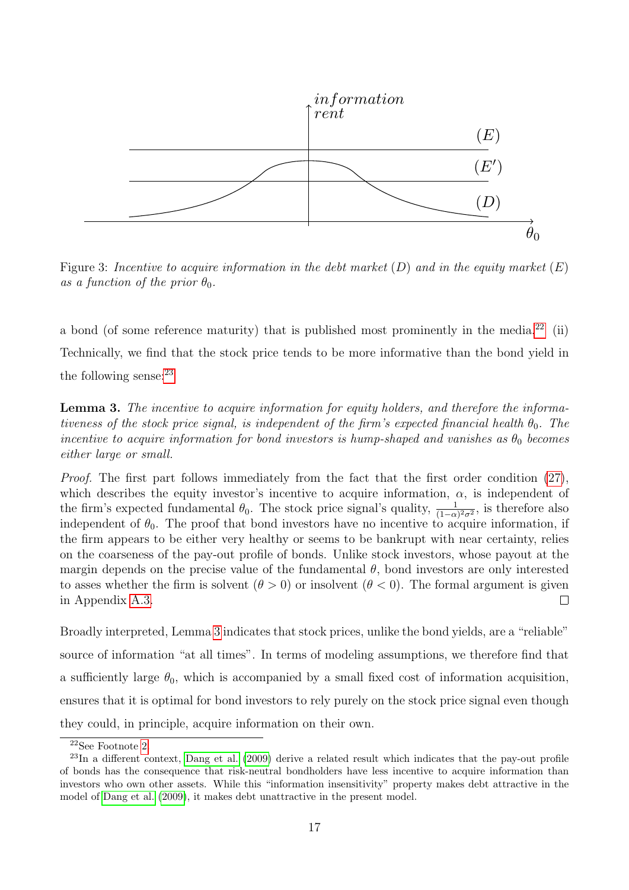Figure 3: *Incentive to acquire information in the debt market (D) and in the equity market (E) as a function of the prior $\theta_0$.*

a bond (of some reference maturity) that is published most prominently in the media.[22] (ii) Technically, we find that the stock price tends to be more informative than the bond yield in the following sense:[23]

**Lemma 3.** *The incentive to acquire information for equity holders, and therefore the informativeness of the stock price signal, is independent of the firm's expected financial health $\theta_0$. The incentive to acquire information for bond investors is hump-shaped and vanishes as $\theta_0$ becomes either large or small.*

*Proof.* The first part follows immediately from the fact that the first order condition (27), which describes the equity investor's incentive to acquire information, $\alpha$, is independent of the firm's expected fundamental $\theta_0$. The stock price signal's quality, $\frac{1}{(1-\alpha)^2\sigma^2}$, is therefore also independent of $\theta_0$. The proof that bond investors have no incentive to acquire information, if the firm appears to be either very healthy or seems to be bankrupt with near certainty, relies on the coarseness of the pay-out profile of bonds. Unlike stock investors, whose payout at the margin depends on the precise value of the fundamental $\theta$, bond investors are only interested to asses whether the firm is solvent ($\theta > 0$) or insolvent ($\theta < 0$). The formal argument is given in Appendix A.3. □

Broadly interpreted, Lemma 3 indicates that stock prices, unlike the bond yields, are a "reliable" source of information "at all times". In terms of modeling assumptions, we therefore find that a sufficiently large $\theta_0$, which is accompanied by a small fixed cost of information acquisition, ensures that it is optimal for bond investors to rely purely on the stock price signal even though they could, in principle, acquire information on their own.

[22] See Footnote 2.

[23] In a different context, Dang et al. (2009) derive a related result which indicates that the pay-out profile of bonds has the consequence that risk-neutral bondholders have less incentive to acquire information than investors who own other assets. While this "information insensitivity" property makes debt attractive in the model of Dang et al. (2009), it makes debt unattractive in the present model.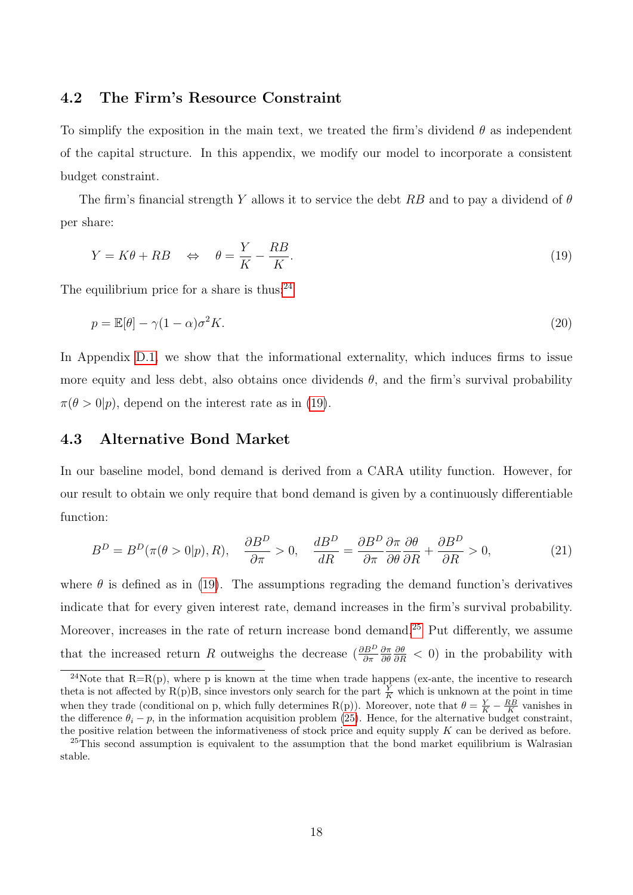### 4.2 The Firm's Resource Constraint

To simplify the exposition in the main text, we treated the firm's dividend $\theta$ as independent of the capital structure. In this appendix, we modify our model to incorporate a consistent budget constraint.

The firm's financial strength $Y$ allows it to service the debt $RB$ and to pay a dividend of $\theta$ per share:

$$Y = K\theta + RB \quad \Leftrightarrow \quad \theta = \frac{Y}{K} - \frac{RB}{K}. \tag{19}$$

The equilibrium price for a share is thus:[24]

$$p = \mathbb{E}[\theta] - \gamma(1-\alpha)\sigma^2 K. \tag{20}$$

In Appendix D.1, we show that the informational externality, which induces firms to issue more equity and less debt, also obtains once dividends $\theta$, and the firm's survival probability $\pi(\theta > 0|p)$, depend on the interest rate as in (19).

### 4.3 Alternative Bond Market

In our baseline model, bond demand is derived from a CARA utility function. However, for our result to obtain we only require that bond demand is given by a continuously differentiable function:

$$B^D = B^D(\pi(\theta > 0|p), R), \quad \frac{\partial B^D}{\partial \pi} > 0, \quad \frac{dB^D}{dR} = \frac{\partial B^D}{\partial \pi}\frac{\partial \pi}{\partial \theta}\frac{\partial \theta}{\partial R} + \frac{\partial B^D}{\partial R} > 0, \tag{21}$$

where $\theta$ is defined as in (19). The assumptions regrading the demand function's derivatives indicate that for every given interest rate, demand increases in the firm's survival probability. Moreover, increases in the rate of return increase bond demand.[25] Put differently, we assume that the increased return $R$ outweighs the decrease ($\frac{\partial B^D}{\partial \pi}\frac{\partial \pi}{\partial \theta}\frac{\partial \theta}{\partial R} < 0$) in the probability with

---

[24] Note that R=R(p), where p is known at the time when trade happens (ex-ante, the incentive to research theta is not affected by R(p)B, since investors only search for the part $\frac{Y}{K}$ which is unknown at the point in time when they trade (conditional on p, which fully determines R(p)). Moreover, note that $\theta = \frac{Y}{K} - \frac{RB}{K}$ vanishes in the difference $\theta_i - p$, in the information acquisition problem (25). Hence, for the alternative budget constraint, the positive relation between the informativeness of stock price and equity supply $K$ can be derived as before.

[25] This second assumption is equivalent to the assumption that the bond market equilibrium is Walrasian stable.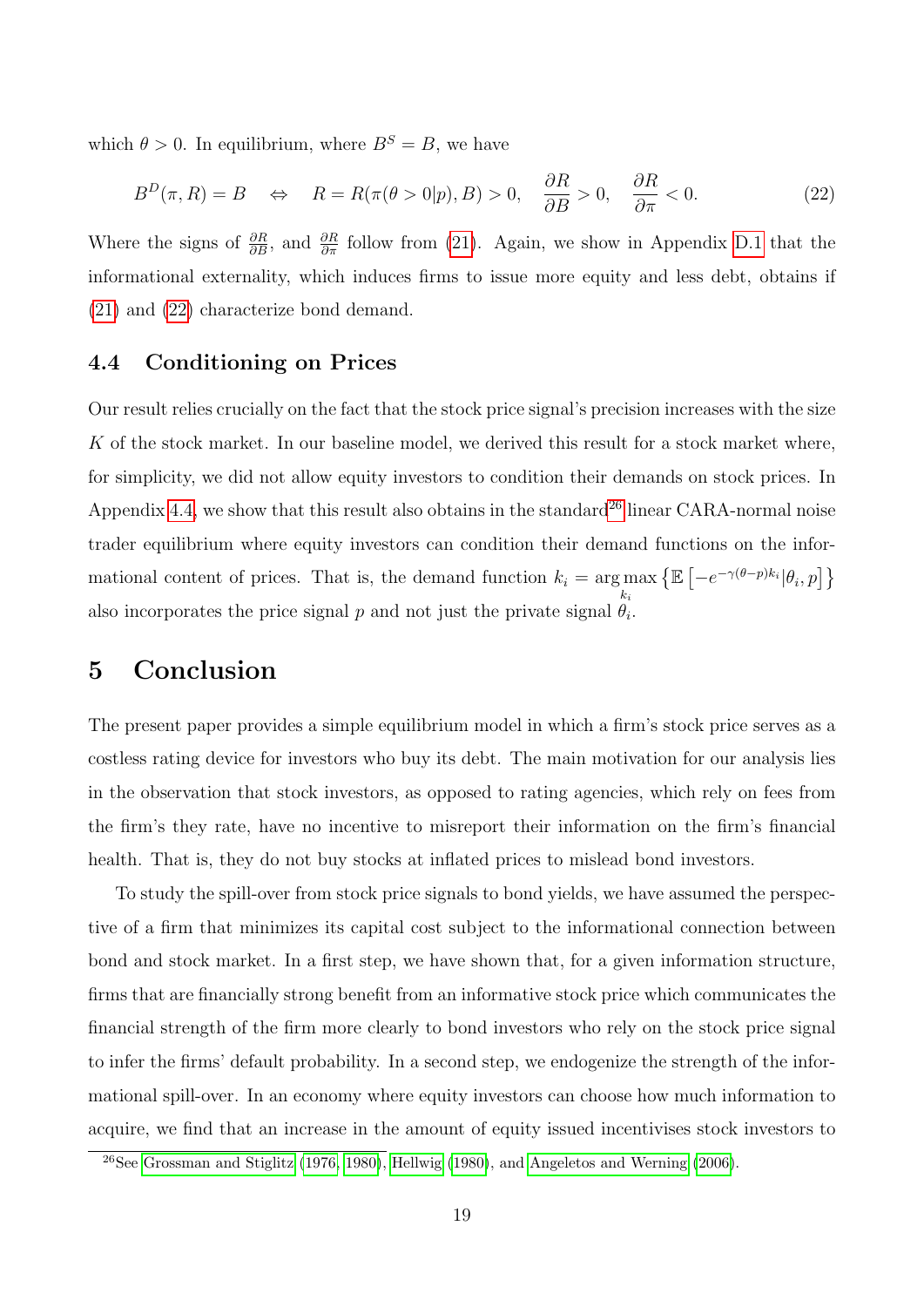which $\theta > 0$. In equilibrium, where $B^S = B$, we have

$$B^D(\pi, R) = B \quad \Leftrightarrow \quad R = R(\pi(\theta > 0|p), B) > 0, \quad \frac{\partial R}{\partial B} > 0, \quad \frac{\partial R}{\partial \pi} < 0. \tag{22}$$

Where the signs of $\frac{\partial R}{\partial B}$, and $\frac{\partial R}{\partial \pi}$ follow from (21). Again, we show in Appendix D.1 that the informational externality, which induces firms to issue more equity and less debt, obtains if (21) and (22) characterize bond demand.

### 4.4 Conditioning on Prices

Our result relies crucially on the fact that the stock price signal's precision increases with the size $K$ of the stock market. In our baseline model, we derived this result for a stock market where, for simplicity, we did not allow equity investors to condition their demands on stock prices. In Appendix 4.4, we show that this result also obtains in the standard[26] linear CARA-normal noise trader equilibrium where equity investors can condition their demand functions on the informational content of prices. That is, the demand function $k_i = \arg\max_{k_i} \left\{ \mathbb{E}\left[-e^{-\gamma(\theta-p)k_i}|\theta_i, p\right]\right\}$ also incorporates the price signal $p$ and not just the private signal $\theta_i$.

## 5 Conclusion

The present paper provides a simple equilibrium model in which a firm's stock price serves as a costless rating device for investors who buy its debt. The main motivation for our analysis lies in the observation that stock investors, as opposed to rating agencies, which rely on fees from the firm's they rate, have no incentive to misreport their information on the firm's financial health. That is, they do not buy stocks at inflated prices to mislead bond investors.

To study the spill-over from stock price signals to bond yields, we have assumed the perspective of a firm that minimizes its capital cost subject to the informational connection between bond and stock market. In a first step, we have shown that, for a given information structure, firms that are financially strong benefit from an informative stock price which communicates the financial strength of the firm more clearly to bond investors who rely on the stock price signal to infer the firms' default probability. In a second step, we endogenize the strength of the informational spill-over. In an economy where equity investors can choose how much information to acquire, we find that an increase in the amount of equity issued incentivises stock investors to

[26]See Grossman and Stiglitz (1976, 1980), Hellwig (1980), and Angeletos and Werning (2006).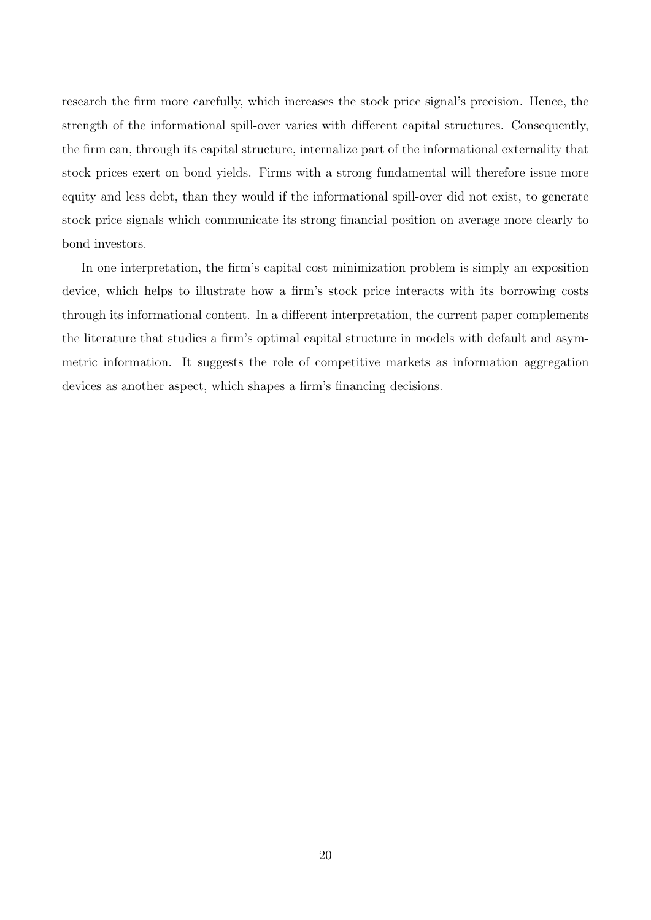research the firm more carefully, which increases the stock price signal's precision. Hence, the strength of the informational spill-over varies with different capital structures. Consequently, the firm can, through its capital structure, internalize part of the informational externality that stock prices exert on bond yields. Firms with a strong fundamental will therefore issue more equity and less debt, than they would if the informational spill-over did not exist, to generate stock price signals which communicate its strong financial position on average more clearly to bond investors.

In one interpretation, the firm's capital cost minimization problem is simply an exposition device, which helps to illustrate how a firm's stock price interacts with its borrowing costs through its informational content. In a different interpretation, the current paper complements the literature that studies a firm's optimal capital structure in models with default and asymmetric information. It suggests the role of competitive markets as information aggregation devices as another aspect, which shapes a firm's financing decisions.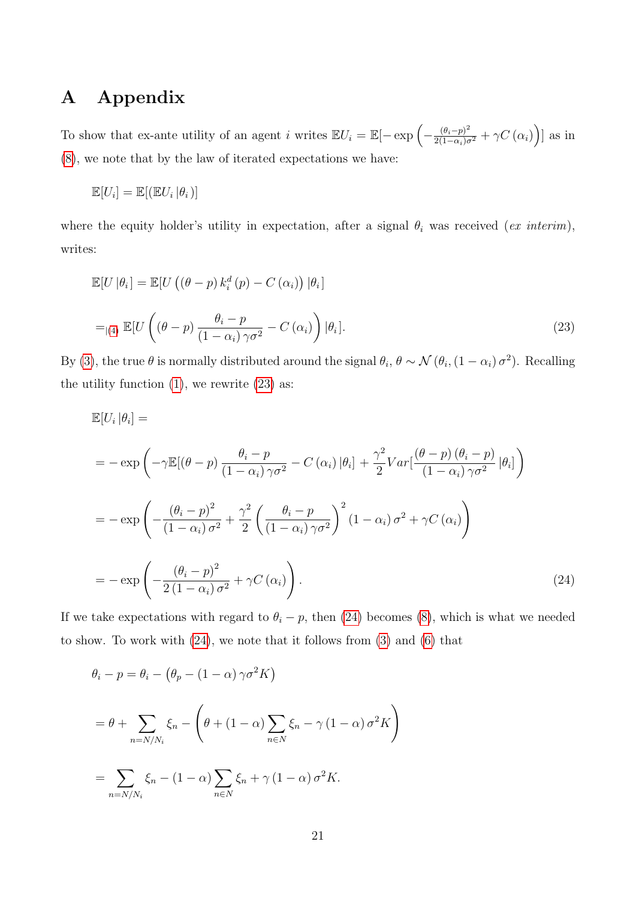# A Appendix

To show that ex-ante utility of an agent $i$ writes $\mathbb{E}U_i = \mathbb{E}[-\exp\left(-\frac{(\theta_i - p)^2}{2(1-\alpha_i)\sigma^2} + \gamma C(\alpha_i)\right)]$ as in (8), we note that by the law of iterated expectations we have:

$$\mathbb{E}[U_i] = \mathbb{E}[(\mathbb{E}U_i \,|\theta_i)]$$

where the equity holder's utility in expectation, after a signal $\theta_i$ was received (*ex interim*), writes:

$$\mathbb{E}[U\,|\theta_i] = \mathbb{E}[U\left((\theta - p)\,k_i^d(p) - C(\alpha_i)\right)|\theta_i]$$

$$=_{|(4)} \mathbb{E}[U\left((\theta - p)\,\frac{\theta_i - p}{(1-\alpha_i)\,\gamma\sigma^2} - C(\alpha_i)\right)|\theta_i]. \tag{23}$$

By (3), the true $\theta$ is normally distributed around the signal $\theta_i$, $\theta \sim \mathcal{N}(\theta_i, (1-\alpha_i)\,\sigma^2)$. Recalling the utility function (1), we rewrite (23) as:

$$\mathbb{E}[U_i\,|\theta_i] =$$

$$= -\exp\left(-\gamma\mathbb{E}[(\theta - p)\,\frac{\theta_i - p}{(1-\alpha_i)\,\gamma\sigma^2} - C(\alpha_i)\,|\theta_i] + \frac{\gamma^2}{2}Var[\frac{(\theta - p)\,(\theta_i - p)}{(1-\alpha_i)\,\gamma\sigma^2}\,|\theta_i]\right)$$

$$= -\exp\left(-\frac{(\theta_i - p)^2}{(1-\alpha_i)\,\sigma^2} + \frac{\gamma^2}{2}\left(\frac{\theta_i - p}{(1-\alpha_i)\,\gamma\sigma^2}\right)^2(1-\alpha_i)\,\sigma^2 + \gamma C(\alpha_i)\right)$$

$$= -\exp\left(-\frac{(\theta_i - p)^2}{2\,(1-\alpha_i)\,\sigma^2} + \gamma C(\alpha_i)\right). \tag{24}$$

If we take expectations with regard to $\theta_i - p$, then (24) becomes (8), which is what we needed to show. To work with (24), we note that it follows from (3) and (6) that

$$\theta_i - p = \theta_i - \left(\theta_p - (1-\alpha)\,\gamma\sigma^2 K\right)$$

$$= \theta + \sum_{n=N/N_i} \xi_n - \left(\theta + (1-\alpha)\sum_{n\in N} \xi_n - \gamma\,(1-\alpha)\,\sigma^2 K\right)$$

$$= \sum_{n=N/N_i} \xi_n - (1-\alpha)\sum_{n\in N} \xi_n + \gamma\,(1-\alpha)\,\sigma^2 K.$$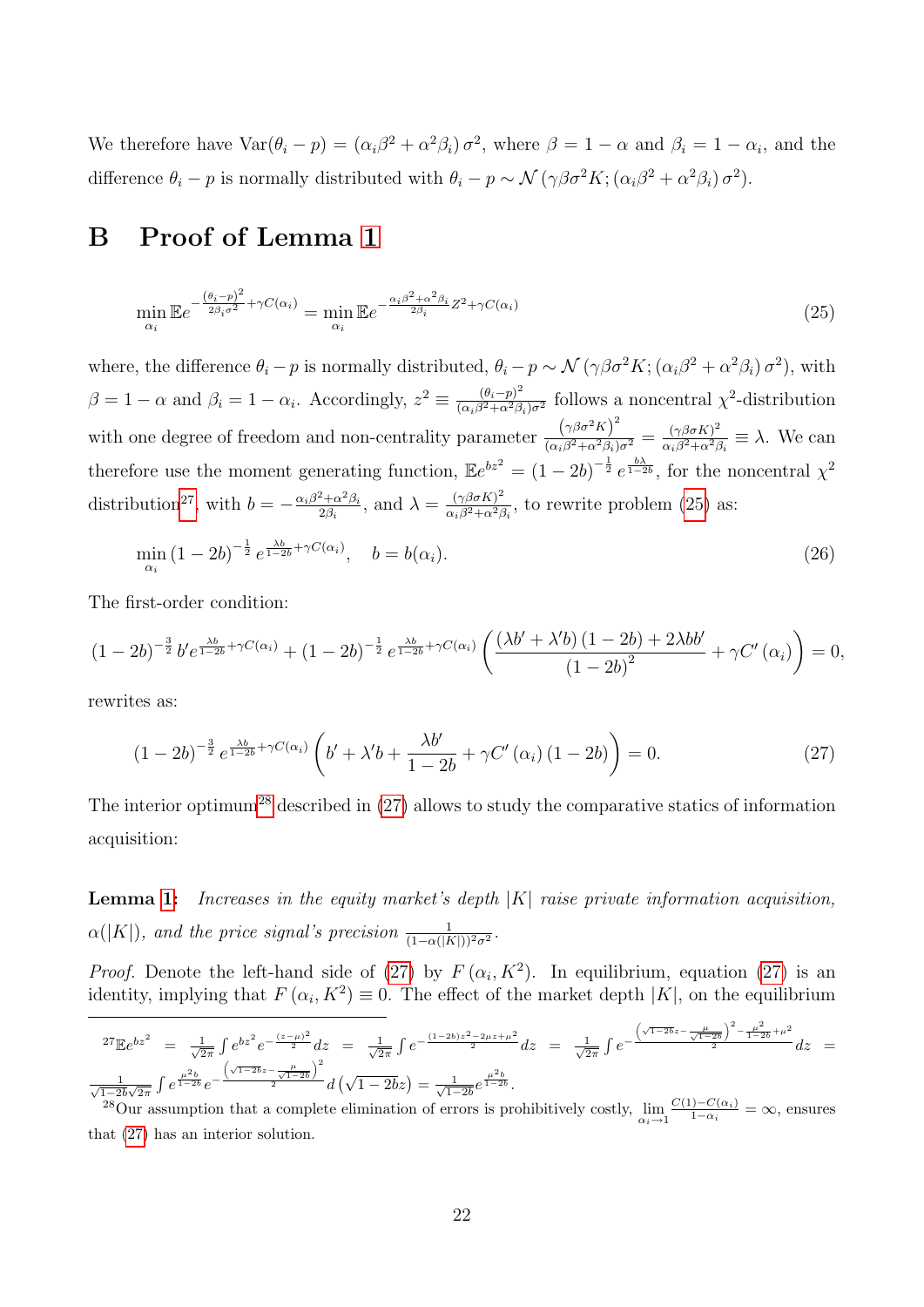We therefore have $\text{Var}(\theta_i - p) = (\alpha_i\beta^2 + \alpha^2\beta_i)\,\sigma^2$, where $\beta = 1-\alpha$ and $\beta_i = 1-\alpha_i$, and the difference $\theta_i - p$ is normally distributed with $\theta_i - p \sim \mathcal{N}\left(\gamma\beta\sigma^2 K; (\alpha_i\beta^2 + \alpha^2\beta_i)\,\sigma^2\right)$.

# B Proof of Lemma 1

$$\min_{\alpha_i} \mathbb{E}e^{-\frac{(\theta_i - p)^2}{2\beta_i\sigma^2} + \gamma C(\alpha_i)} = \min_{\alpha_i} \mathbb{E}e^{-\frac{\alpha_i\beta^2+\alpha^2\beta_i}{2\beta_i}Z^2 + \gamma C(\alpha_i)} \tag{25}$$

where, the difference $\theta_i - p$ is normally distributed, $\theta_i - p \sim \mathcal{N}\left(\gamma\beta\sigma^2 K; (\alpha_i\beta^2 + \alpha^2\beta_i)\,\sigma^2\right)$, with $\beta = 1-\alpha$ and $\beta_i = 1-\alpha_i$. Accordingly, $z^2 \equiv \frac{(\theta_i-p)^2}{(\alpha_i\beta^2+\alpha^2\beta_i)\sigma^2}$ follows a noncentral $\chi^2$-distribution with one degree of freedom and non-centrality parameter $\frac{\left(\gamma\beta\sigma^2 K\right)^2}{(\alpha_i\beta^2+\alpha^2\beta_i)\sigma^2} = \frac{(\gamma\beta\sigma K)^2}{\alpha_i\beta^2+\alpha^2\beta_i} \equiv \lambda$. We can therefore use the moment generating function, $\mathbb{E}e^{bz^2} = (1-2b)^{-\frac{1}{2}}\, e^{\frac{b\lambda}{1-2b}}$, for the noncentral $\chi^2$ distribution[27], with $b = -\frac{\alpha_i\beta^2+\alpha^2\beta_i}{2\beta_i}$, and $\lambda = \frac{(\gamma\beta\sigma K)^2}{\alpha_i\beta^2+\alpha^2\beta_i}$, to rewrite problem (25) as:

$$\min_{\alpha_i} (1-2b)^{-\frac{1}{2}}\, e^{\frac{\lambda b}{1-2b} + \gamma C(\alpha_i)}, \quad b = b(\alpha_i). \tag{26}$$

The first-order condition:

$$(1-2b)^{-\frac{3}{2}}\, b' e^{\frac{\lambda b}{1-2b} + \gamma C(\alpha_i)} + (1-2b)^{-\frac{1}{2}}\, e^{\frac{\lambda b}{1-2b} + \gamma C(\alpha_i)} \left( \frac{(\lambda b' + \lambda' b)(1-2b) + 2\lambda b b'}{(1-2b)^2} + \gamma C'(\alpha_i) \right) = 0,$$

rewrites as:

$$(1-2b)^{-\frac{3}{2}}\, e^{\frac{\lambda b}{1-2b} + \gamma C(\alpha_i)} \left( b' + \lambda' b + \frac{\lambda b'}{1-2b} + \gamma C'(\alpha_i)(1-2b) \right) = 0. \tag{27}$$

The interior optimum[28] described in (27) allows to study the comparative statics of information acquisition:

**Lemma 1:** *Increases in the equity market's depth $|K|$ raise private information acquisition, $\alpha(|K|)$, and the price signal's precision $\frac{1}{(1-\alpha(|K|))^2\sigma^2}$.*

*Proof.* Denote the left-hand side of (27) by $F(\alpha_i, K^2)$. In equilibrium, equation (27) is an identity, implying that $F(\alpha_i, K^2) \equiv 0$. The effect of the market depth $|K|$, on the equilibrium

---

[27] $\mathbb{E}e^{bz^2} = \frac{1}{\sqrt{2\pi}}\int e^{bz^2} e^{-\frac{(z-\mu)^2}{2}} dz = \frac{1}{\sqrt{2\pi}}\int e^{-\frac{(1-2b)z^2 - 2\mu z + \mu^2}{2}} dz = \frac{1}{\sqrt{2\pi}}\int e^{-\frac{\left(\sqrt{1-2b}z - \frac{\mu}{\sqrt{1-2b}}\right)^2 - \frac{\mu^2}{1-2b} + \mu^2}{2}} dz = \frac{1}{\sqrt{1-2b}\sqrt{2\pi}}\int e^{\frac{\mu^2 b}{1-2b}} e^{-\frac{\left(\sqrt{1-2b}z - \frac{\mu}{\sqrt{1-2b}}\right)^2}{2}} d\left(\sqrt{1-2b}z\right) = \frac{1}{\sqrt{1-2b}} e^{\frac{\mu^2 b}{1-2b}}$.

[28] Our assumption that a complete elimination of errors is prohibitively costly, $\lim_{\alpha_i \to 1} \frac{C(1) - C(\alpha_i)}{1-\alpha_i} = \infty$, ensures that (27) has an interior solution.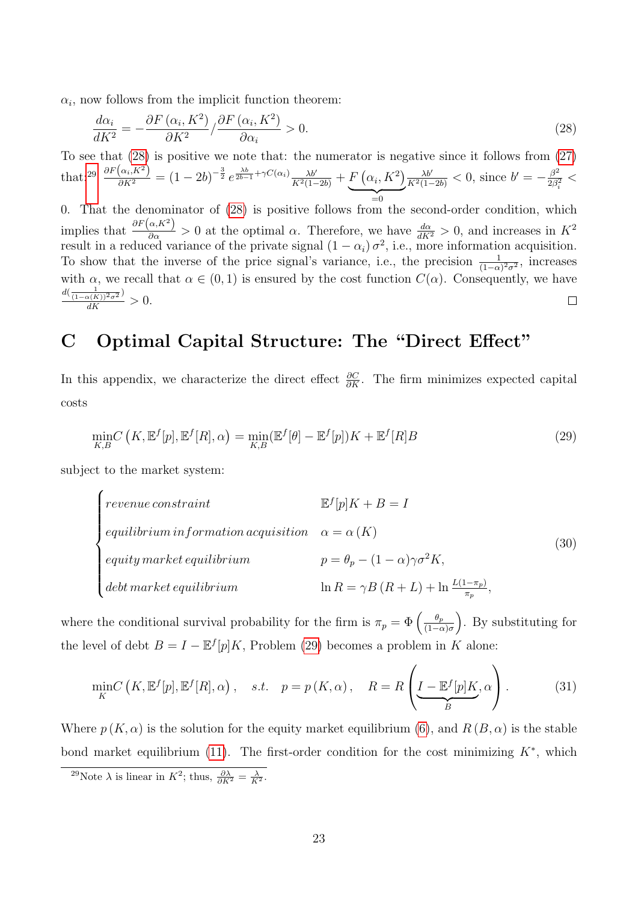$\alpha_i$, now follows from the implicit function theorem:

$$\frac{d\alpha_i}{dK^2} = -\frac{\partial F\left(\alpha_i, K^2\right)}{\partial K^2} / \frac{\partial F\left(\alpha_i, K^2\right)}{\partial \alpha_i} > 0. \tag{28}$$

To see that (28) is positive we note that: the numerator is negative since it follows from (27) that:[29] $\frac{\partial F\left(\alpha_i, K^2\right)}{\partial K^2} = (1-2b)^{-\frac{3}{2}} e^{\frac{\lambda b}{2b-1}+\gamma C(\alpha_i)} \frac{\lambda b'}{K^2(1-2b)} + \underbrace{F\left(\alpha_i, K^2\right)}_{=0} \frac{\lambda b'}{K^2(1-2b)} < 0$, since $b' = -\frac{\beta^2}{2\beta_i^2} < 0$. That the denominator of (28) is positive follows from the second-order condition, which implies that $\frac{\partial F\left(\alpha, K^2\right)}{\partial \alpha} > 0$ at the optimal $\alpha$. Therefore, we have $\frac{d\alpha}{dK^2} > 0$, and increases in $K^2$ result in a reduced variance of the private signal $(1-\alpha_i)\sigma^2$, i.e., more information acquisition. To show that the inverse of the price signal's variance, i.e., the precision $\frac{1}{(1-\alpha)^2\sigma^2}$, increases with $\alpha$, we recall that $\alpha \in (0,1)$ is ensured by the cost function $C(\alpha)$. Consequently, we have $\frac{d\left(\frac{1}{(1-\alpha(K))^2\sigma^2}\right)}{dK} > 0$. □

# C Optimal Capital Structure: The "Direct Effect"

In this appendix, we characterize the direct effect $\frac{\partial C}{\partial K}$. The firm minimizes expected capital costs

$$\min_{K,B} C\left(K, \mathbb{E}^f[p], \mathbb{E}^f[R], \alpha\right) = \min_{K,B} (\mathbb{E}^f[\theta] - \mathbb{E}^f[p])K + \mathbb{E}^f[R]B \tag{29}$$

subject to the market system:

$$\begin{cases} revenue\, constraint & \mathbb{E}^f[p]K + B = I \\ equilibrium\, information\, acquisition & \alpha = \alpha\left(K\right) \\ equity\, market\, equilibrium & p = \theta_p - (1-\alpha)\gamma\sigma^2 K, \\ debt\, market\, equilibrium & \ln R = \gamma B\left(R+L\right) + \ln \frac{L(1-\pi_p)}{\pi_p}, \end{cases} \tag{30}$$

where the conditional survival probability for the firm is $\pi_p = \Phi\left(\frac{\theta_p}{(1-\alpha)\sigma}\right)$. By substituting for the level of debt $B = I - \mathbb{E}^f[p]K$, Problem (29) becomes a problem in $K$ alone:

$$\min_K C\left(K, \mathbb{E}^f[p], \mathbb{E}^f[R], \alpha\right), \quad s.t. \quad p = p\left(K, \alpha\right), \quad R = R\left(\underbrace{I - \mathbb{E}^f[p]K}_{B}, \alpha\right). \tag{31}$$

Where $p\left(K, \alpha\right)$ is the solution for the equity market equilibrium (6), and $R\left(B, \alpha\right)$ is the stable bond market equilibrium (11). The first-order condition for the cost minimizing $K^*$, which

[29] Note $\lambda$ is linear in $K^2$; thus, $\frac{\partial \lambda}{\partial K^2} = \frac{\lambda}{K^2}$.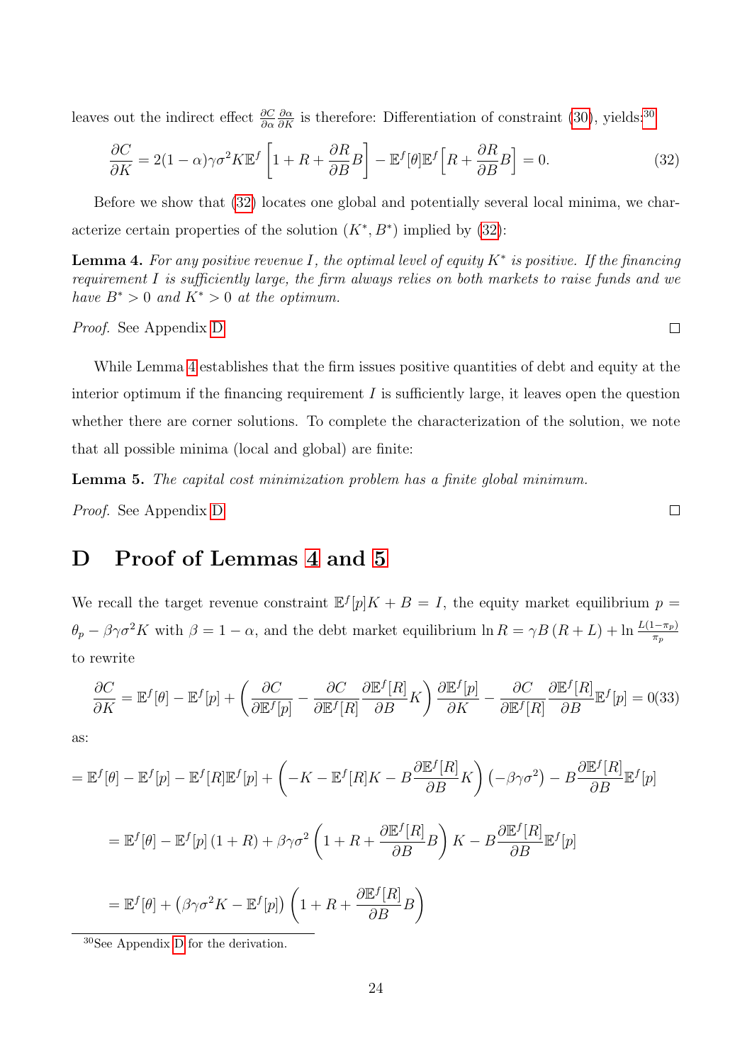leaves out the indirect effect $\frac{\partial C}{\partial \alpha}\frac{\partial \alpha}{\partial K}$ is therefore: Differentiation of constraint (30), yields:[30]

$$\frac{\partial C}{\partial K} = 2(1-\alpha)\gamma\sigma^2 K \mathbb{E}^f\left[1 + R + \frac{\partial R}{\partial B}B\right] - \mathbb{E}^f[\theta]\mathbb{E}^f\left[R + \frac{\partial R}{\partial B}B\right] = 0. \tag{32}$$

Before we show that (32) locates one global and potentially several local minima, we characterize certain properties of the solution $(K^*, B^*)$ implied by (32):

**Lemma 4.** *For any positive revenue $I$, the optimal level of equity $K^*$ is positive. If the financing requirement $I$ is sufficiently large, the firm always relies on both markets to raise funds and we have $B^* > 0$ and $K^* > 0$ at the optimum.*

*Proof.* See Appendix D. □

While Lemma 4 establishes that the firm issues positive quantities of debt and equity at the interior optimum if the financing requirement $I$ is sufficiently large, it leaves open the question whether there are corner solutions. To complete the characterization of the solution, we note that all possible minima (local and global) are finite:

**Lemma 5.** *The capital cost minimization problem has a finite global minimum.*

*Proof.* See Appendix D. □

# D Proof of Lemmas 4 and 5

We recall the target revenue constraint $\mathbb{E}^f[p]K + B = I$, the equity market equilibrium $p = \theta_p - \beta\gamma\sigma^2 K$ with $\beta = 1-\alpha$, and the debt market equilibrium $\ln R = \gamma B(R+L) + \ln\frac{L(1-\pi_p)}{\pi_p}$ to rewrite

$$\frac{\partial C}{\partial K} = \mathbb{E}^f[\theta] - \mathbb{E}^f[p] + \left(\frac{\partial C}{\partial \mathbb{E}^f[p]} - \frac{\partial C}{\partial \mathbb{E}^f[R]}\frac{\partial \mathbb{E}^f[R]}{\partial B}K\right)\frac{\partial \mathbb{E}^f[p]}{\partial K} - \frac{\partial C}{\partial \mathbb{E}^f[R]}\frac{\partial \mathbb{E}^f[R]}{\partial B}\mathbb{E}^f[p] = 0 \tag{33}$$

as:

$$= \mathbb{E}^f[\theta] - \mathbb{E}^f[p] - \mathbb{E}^f[R]\mathbb{E}^f[p] + \left(-K - \mathbb{E}^f[R]K - B\frac{\partial \mathbb{E}^f[R]}{\partial B}K\right)\left(-\beta\gamma\sigma^2\right) - B\frac{\partial \mathbb{E}^f[R]}{\partial B}\mathbb{E}^f[p]$$

$$= \mathbb{E}^f[\theta] - \mathbb{E}^f[p](1+R) + \beta\gamma\sigma^2\left(1 + R + \frac{\partial \mathbb{E}^f[R]}{\partial B}B\right)K - B\frac{\partial \mathbb{E}^f[R]}{\partial B}\mathbb{E}^f[p]$$

$$= \mathbb{E}^f[\theta] + \left(\beta\gamma\sigma^2 K - \mathbb{E}^f[p]\right)\left(1 + R + \frac{\partial \mathbb{E}^f[R]}{\partial B}B\right)$$

[30] See Appendix D for the derivation.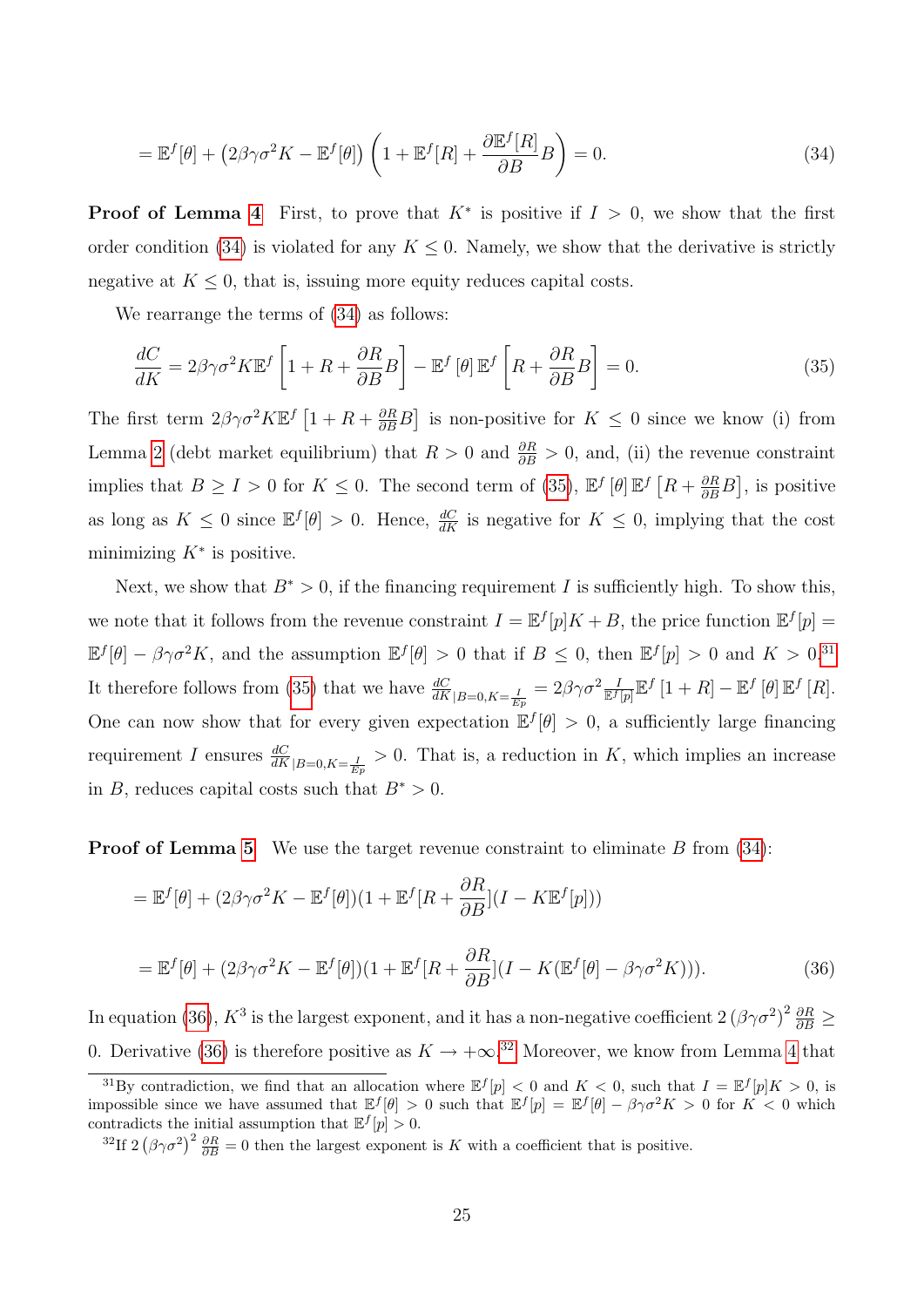$$= \mathbb{E}^f[\theta] + \left(2\beta\gamma\sigma^2 K - \mathbb{E}^f[\theta]\right)\left(1 + \mathbb{E}^f[R] + \frac{\partial \mathbb{E}^f[R]}{\partial B} B\right) = 0. \tag{34}$$

**Proof of Lemma 4** First, to prove that $K^*$ is positive if $I > 0$, we show that the first order condition (34) is violated for any $K \leq 0$. Namely, we show that the derivative is strictly negative at $K \leq 0$, that is, issuing more equity reduces capital costs.

We rearrange the terms of (34) as follows:

$$\frac{dC}{dK} = 2\beta\gamma\sigma^2 K \mathbb{E}^f\left[1 + R + \frac{\partial R}{\partial B} B\right] - \mathbb{E}^f[\theta]\, \mathbb{E}^f\left[R + \frac{\partial R}{\partial B} B\right] = 0. \tag{35}$$

The first term $2\beta\gamma\sigma^2 K \mathbb{E}^f\left[1 + R + \frac{\partial R}{\partial B} B\right]$ is non-positive for $K \leq 0$ since we know (i) from Lemma 2 (debt market equilibrium) that $R > 0$ and $\frac{\partial R}{\partial B} > 0$, and, (ii) the revenue constraint implies that $B \geq I > 0$ for $K \leq 0$. The second term of (35), $\mathbb{E}^f[\theta]\, \mathbb{E}^f\left[R + \frac{\partial R}{\partial B} B\right]$, is positive as long as $K \leq 0$ since $\mathbb{E}^f[\theta] > 0$. Hence, $\frac{dC}{dK}$ is negative for $K \leq 0$, implying that the cost minimizing $K^*$ is positive.

Next, we show that $B^* > 0$, if the financing requirement $I$ is sufficiently high. To show this, we note that it follows from the revenue constraint $I = \mathbb{E}^f[p]K + B$, the price function $\mathbb{E}^f[p] = \mathbb{E}^f[\theta] - \beta\gamma\sigma^2 K$, and the assumption $\mathbb{E}^f[\theta] > 0$ that if $B \leq 0$, then $\mathbb{E}^f[p] > 0$ and $K > 0$.[31] It therefore follows from (35) that we have $\frac{dC}{dK}_{|B=0, K=\frac{I}{Ep}} = 2\beta\gamma\sigma^2 \frac{I}{\mathbb{E}^f[p]} \mathbb{E}^f[1 + R] - \mathbb{E}^f[\theta]\, \mathbb{E}^f[R]$. One can now show that for every given expectation $\mathbb{E}^f[\theta] > 0$, a sufficiently large financing requirement $I$ ensures $\frac{dC}{dK}_{|B=0, K=\frac{I}{Ep}} > 0$. That is, a reduction in $K$, which implies an increase in $B$, reduces capital costs such that $B^* > 0$.

**Proof of Lemma 5** We use the target revenue constraint to eliminate $B$ from (34):

$$= \mathbb{E}^f[\theta] + (2\beta\gamma\sigma^2 K - \mathbb{E}^f[\theta])(1 + \mathbb{E}^f[R + \frac{\partial R}{\partial B}](I - K\mathbb{E}^f[p]))$$

$$= \mathbb{E}^f[\theta] + (2\beta\gamma\sigma^2 K - \mathbb{E}^f[\theta])(1 + \mathbb{E}^f[R + \frac{\partial R}{\partial B}](I - K(\mathbb{E}^f[\theta] - \beta\gamma\sigma^2 K))). \tag{36}$$

In equation (36), $K^3$ is the largest exponent, and it has a non-negative coefficient $2\left(\beta\gamma\sigma^2\right)^2 \frac{\partial R}{\partial B} \geq 0$. Derivative (36) is therefore positive as $K \to +\infty$.[32] Moreover, we know from Lemma 4 that

[31] By contradiction, we find that an allocation where $\mathbb{E}^f[p] < 0$ and $K < 0$, such that $I = \mathbb{E}^f[p]K > 0$, is impossible since we have assumed that $\mathbb{E}^f[\theta] > 0$ such that $\mathbb{E}^f[p] = \mathbb{E}^f[\theta] - \beta\gamma\sigma^2 K > 0$ for $K < 0$ which contradicts the initial assumption that $\mathbb{E}^f[p] > 0$.

[32] If $2\left(\beta\gamma\sigma^2\right)^2 \frac{\partial R}{\partial B} = 0$ then the largest exponent is $K$ with a coefficient that is positive.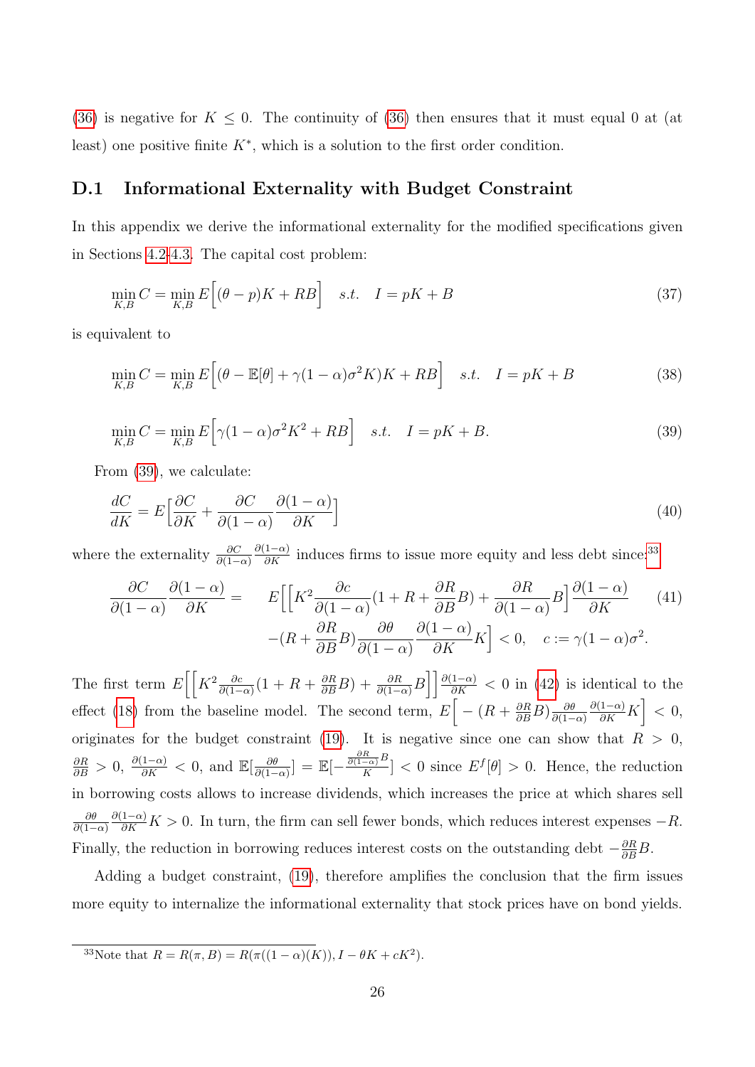(36) is negative for $K \leq 0$. The continuity of (36) then ensures that it must equal 0 at (at least) one positive finite $K^*$, which is a solution to the first order condition.

## D.1 Informational Externality with Budget Constraint

In this appendix we derive the informational externality for the modified specifications given in Sections 4.2-4.3. The capital cost problem:

$$\min_{K,B} C = \min_{K,B} E\Big[(\theta - p)K + RB\Big] \quad s.t. \quad I = pK + B \tag{37}$$

is equivalent to

$$\min_{K,B} C = \min_{K,B} E\Big[(\theta - \mathbb{E}[\theta] + \gamma(1-\alpha)\sigma^2 K)K + RB\Big] \quad s.t. \quad I = pK + B \tag{38}$$

$$\min_{K,B} C = \min_{K,B} E\Big[\gamma(1-\alpha)\sigma^2 K^2 + RB\Big] \quad s.t. \quad I = pK + B. \tag{39}$$

From (39), we calculate:

$$\frac{dC}{dK} = E\Big[\frac{\partial C}{\partial K} + \frac{\partial C}{\partial(1-\alpha)}\frac{\partial(1-\alpha)}{\partial K}\Big] \tag{40}$$

where the externality $\frac{\partial C}{\partial(1-\alpha)}\frac{\partial(1-\alpha)}{\partial K}$ induces firms to issue more equity and less debt since:[33]

$$\begin{aligned} \frac{\partial C}{\partial(1-\alpha)}\frac{\partial(1-\alpha)}{\partial K} = \quad & E\Big[\Big[K^2\frac{\partial c}{\partial(1-\alpha)}(1 + R + \frac{\partial R}{\partial B}B) + \frac{\partial R}{\partial(1-\alpha)}B\Big]\frac{\partial(1-\alpha)}{\partial K} \\ & -(R + \frac{\partial R}{\partial B}B)\frac{\partial \theta}{\partial(1-\alpha)}\frac{\partial(1-\alpha)}{\partial K}K\Big] < 0, \quad c := \gamma(1-\alpha)\sigma^2. \end{aligned} \tag{41}$$

The first term $E\Big[\Big[K^2\frac{\partial c}{\partial(1-\alpha)}(1 + R + \frac{\partial R}{\partial B}B) + \frac{\partial R}{\partial(1-\alpha)}B\Big]\Big]\frac{\partial(1-\alpha)}{\partial K} < 0$ in (42) is identical to the effect (18) from the baseline model. The second term, $E\Big[-(R + \frac{\partial R}{\partial B}B)\frac{\partial \theta}{\partial(1-\alpha)}\frac{\partial(1-\alpha)}{\partial K}K\Big] < 0$, originates for the budget constraint (19). It is negative since one can show that $R > 0$, $\frac{\partial R}{\partial B} > 0$, $\frac{\partial(1-\alpha)}{\partial K} < 0$, and $\mathbb{E}[\frac{\partial \theta}{\partial(1-\alpha)}] = \mathbb{E}[-\frac{\frac{\partial R}{\partial(1-\alpha)}B}{K}] < 0$ since $E^f[\theta] > 0$. Hence, the reduction in borrowing costs allows to increase dividends, which increases the price at which shares sell $\frac{\partial \theta}{\partial(1-\alpha)}\frac{\partial(1-\alpha)}{\partial K}K > 0$. In turn, the firm can sell fewer bonds, which reduces interest expenses $-R$. Finally, the reduction in borrowing reduces interest costs on the outstanding debt $-\frac{\partial R}{\partial B}B$.

Adding a budget constraint, (19), therefore amplifies the conclusion that the firm issues more equity to internalize the informational externality that stock prices have on bond yields.

[33] Note that $R = R(\pi, B) = R(\pi((1-\alpha)(K)), I - \theta K + cK^2)$.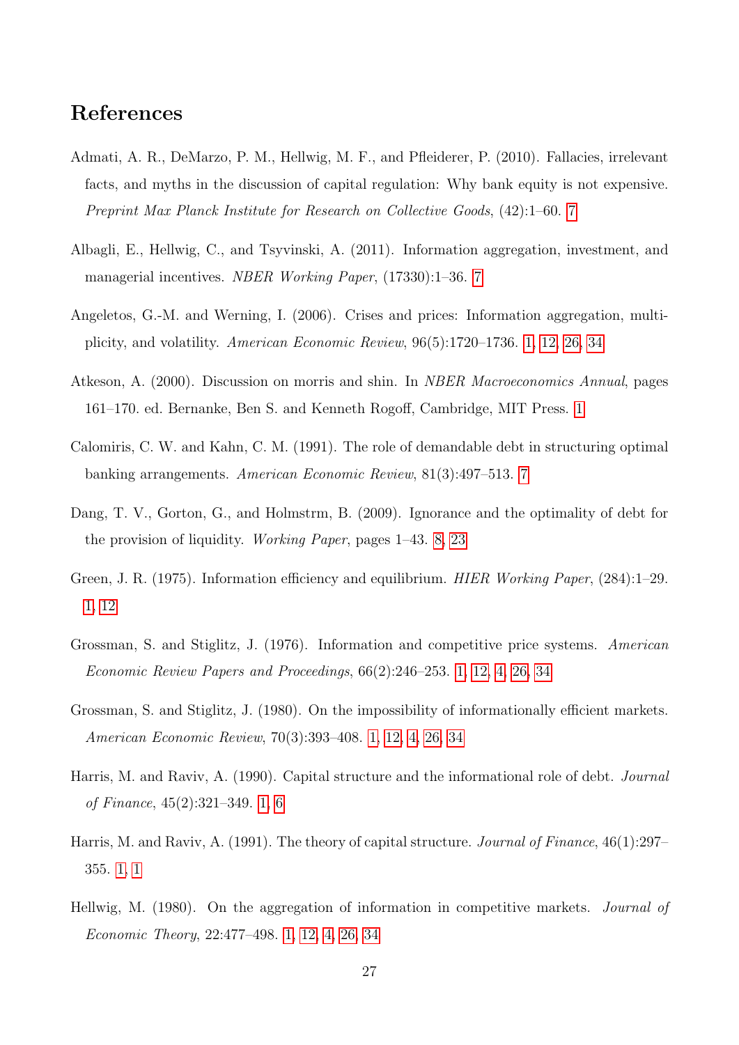# References

Admati, A. R., DeMarzo, P. M., Hellwig, M. F., and Pfleiderer, P. (2010). Fallacies, irrelevant facts, and myths in the discussion of capital regulation: Why bank equity is not expensive. *Preprint Max Planck Institute for Research on Collective Goods*, (42):1–60. 7

Albagli, E., Hellwig, C., and Tsyvinski, A. (2011). Information aggregation, investment, and managerial incentives. *NBER Working Paper*, (17330):1–36. 7

Angeletos, G.-M. and Werning, I. (2006). Crises and prices: Information aggregation, multiplicity, and volatility. *American Economic Review*, 96(5):1720–1736. 1, 12, 26, 34

Atkeson, A. (2000). Discussion on morris and shin. In *NBER Macroeconomics Annual*, pages 161–170. ed. Bernanke, Ben S. and Kenneth Rogoff, Cambridge, MIT Press. 1

Calomiris, C. W. and Kahn, C. M. (1991). The role of demandable debt in structuring optimal banking arrangements. *American Economic Review*, 81(3):497–513. 7

Dang, T. V., Gorton, G., and Holmstrm, B. (2009). Ignorance and the optimality of debt for the provision of liquidity. *Working Paper*, pages 1–43. 8, 23

Green, J. R. (1975). Information efficiency and equilibrium. *HIER Working Paper*, (284):1–29. 1, 12

Grossman, S. and Stiglitz, J. (1976). Information and competitive price systems. *American Economic Review Papers and Proceedings*, 66(2):246–253. 1, 12, 4, 26, 34

Grossman, S. and Stiglitz, J. (1980). On the impossibility of informationally efficient markets. *American Economic Review*, 70(3):393–408. 1, 12, 4, 26, 34

Harris, M. and Raviv, A. (1990). Capital structure and the informational role of debt. *Journal of Finance*, 45(2):321–349. 1, 6

Harris, M. and Raviv, A. (1991). The theory of capital structure. *Journal of Finance*, 46(1):297–355. 1, 1

Hellwig, M. (1980). On the aggregation of information in competitive markets. *Journal of Economic Theory*, 22:477–498. 1, 12, 4, 26, 34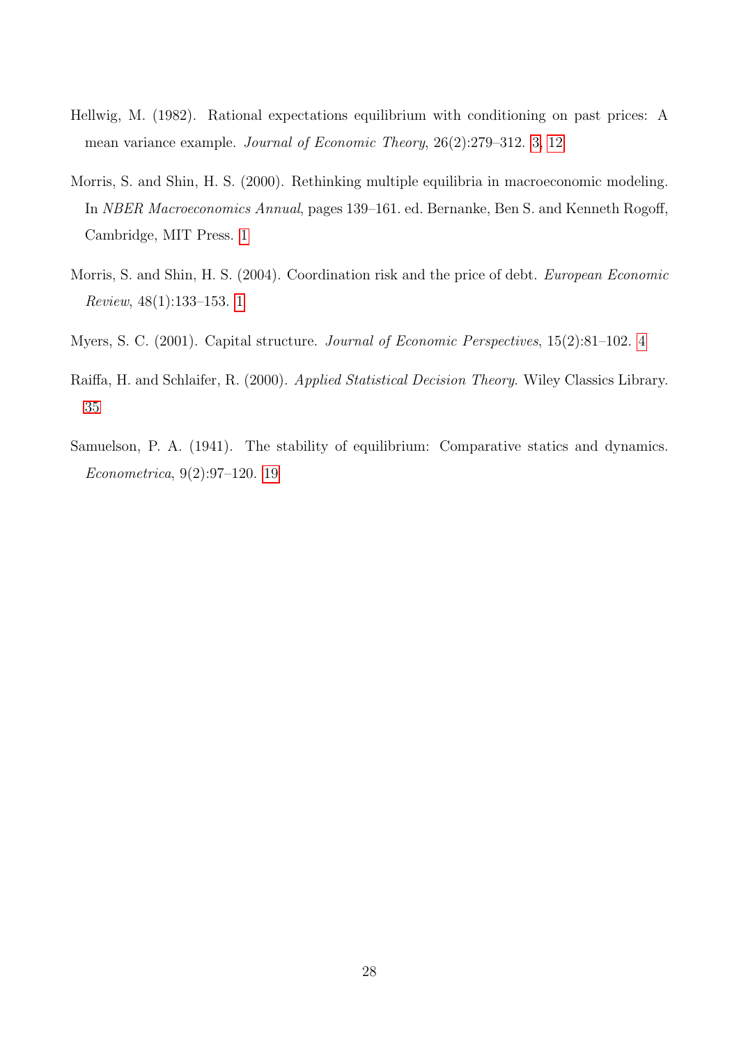Hellwig, M. (1982). Rational expectations equilibrium with conditioning on past prices: A mean variance example. *Journal of Economic Theory*, 26(2):279–312. 3, 12

Morris, S. and Shin, H. S. (2000). Rethinking multiple equilibria in macroeconomic modeling. In *NBER Macroeconomics Annual*, pages 139–161. ed. Bernanke, Ben S. and Kenneth Rogoff, Cambridge, MIT Press. 1

Morris, S. and Shin, H. S. (2004). Coordination risk and the price of debt. *European Economic Review*, 48(1):133–153. 1

Myers, S. C. (2001). Capital structure. *Journal of Economic Perspectives*, 15(2):81–102. 4

Raiffa, H. and Schlaifer, R. (2000). *Applied Statistical Decision Theory*. Wiley Classics Library. 35

Samuelson, P. A. (1941). The stability of equilibrium: Comparative statics and dynamics. *Econometrica*, 9(2):97–120. 19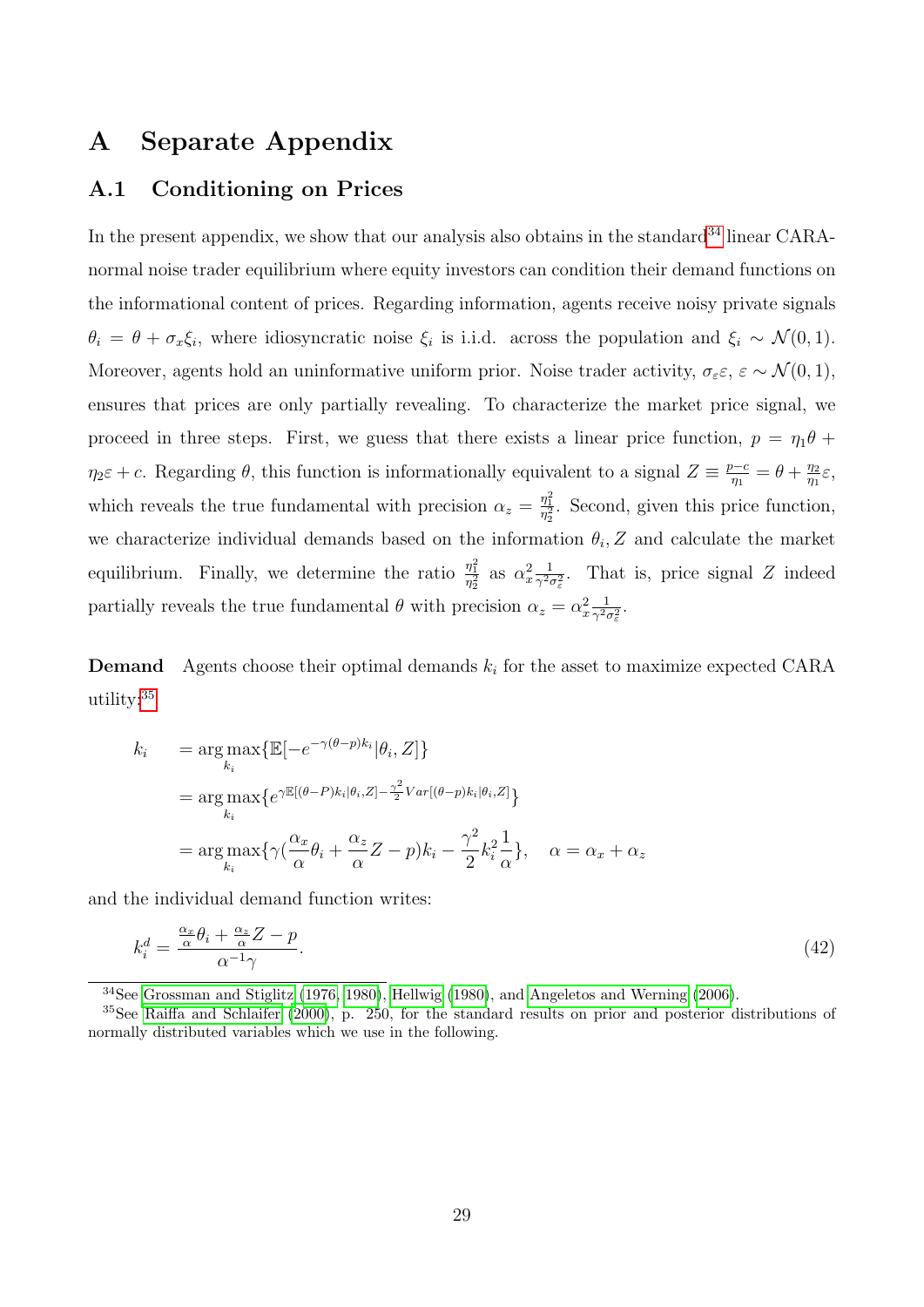# A Separate Appendix

## A.1 Conditioning on Prices

In the present appendix, we show that our analysis also obtains in the standard[34] linear CARA-normal noise trader equilibrium where equity investors can condition their demand functions on the informational content of prices. Regarding information, agents receive noisy private signals $\theta_i = \theta + \sigma_x \xi_i$, where idiosyncratic noise $\xi_i$ is i.i.d. across the population and $\xi_i \sim \mathcal{N}(0,1)$. Moreover, agents hold an uninformative uniform prior. Noise trader activity, $\sigma_\varepsilon \varepsilon$, $\varepsilon \sim \mathcal{N}(0,1)$, ensures that prices are only partially revealing. To characterize the market price signal, we proceed in three steps. First, we guess that there exists a linear price function, $p = \eta_1 \theta + \eta_2 \varepsilon + c$. Regarding $\theta$, this function is informationally equivalent to a signal $Z \equiv \frac{p-c}{\eta_1} = \theta + \frac{\eta_2}{\eta_1}\varepsilon$, which reveals the true fundamental with precision $\alpha_z = \frac{\eta_1^2}{\eta_2^2}$. Second, given this price function, we characterize individual demands based on the information $\theta_i, Z$ and calculate the market equilibrium. Finally, we determine the ratio $\frac{\eta_1^2}{\eta_2^2}$ as $\alpha_x^2 \frac{1}{\gamma^2 \sigma_\varepsilon^2}$. That is, price signal $Z$ indeed partially reveals the true fundamental $\theta$ with precision $\alpha_z = \alpha_x^2 \frac{1}{\gamma^2 \sigma_\varepsilon^2}$.

**Demand** Agents choose their optimal demands $k_i$ for the asset to maximize expected CARA utility:[35]

$$
\begin{aligned}
k_i &= \arg\max_{k_i} \{\mathbb{E}[-e^{-\gamma(\theta - p)k_i} | \theta_i, Z]\} \\
&= \arg\max_{k_i} \{e^{\gamma \mathbb{E}[(\theta - P)k_i | \theta_i, Z] - \frac{\gamma^2}{2} Var[(\theta - p)k_i | \theta_i, Z]}\} \\
&= \arg\max_{k_i} \{\gamma(\frac{\alpha_x}{\alpha}\theta_i + \frac{\alpha_z}{\alpha} Z - p)k_i - \frac{\gamma^2}{2} k_i^2 \frac{1}{\alpha}\}, \quad \alpha = \alpha_x + \alpha_z
\end{aligned}
$$

and the individual demand function writes:

$$
k_i^d = \frac{\frac{\alpha_x}{\alpha}\theta_i + \frac{\alpha_z}{\alpha} Z - p}{\alpha^{-1}\gamma}. \tag{42}
$$

---

[34] See Grossman and Stiglitz (1976, 1980), Hellwig (1980), and Angeletos and Werning (2006).

[35] See Raiffa and Schlaifer (2000), p. 250, for the standard results on prior and posterior distributions of normally distributed variables which we use in the following.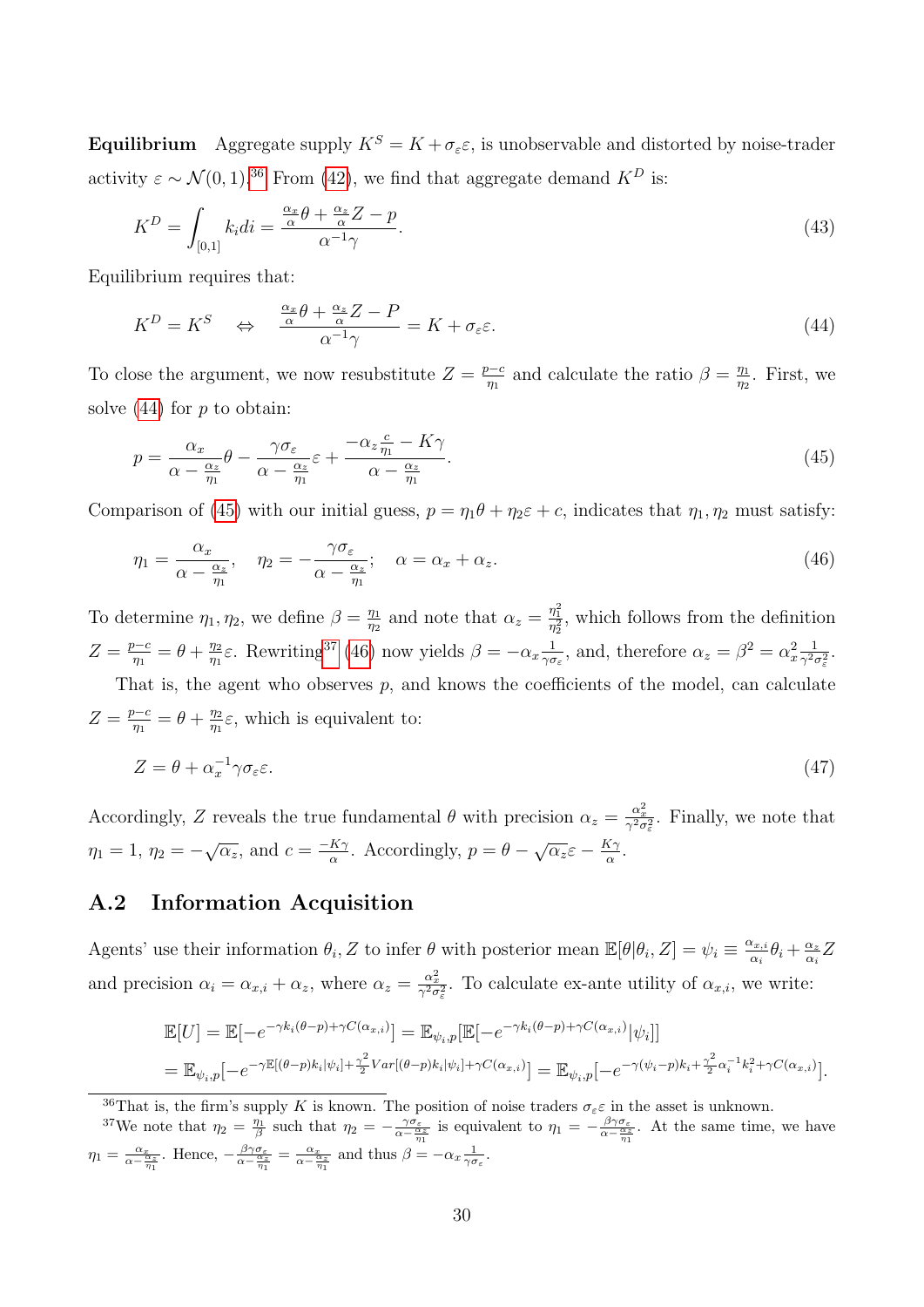**Equilibrium** Aggregate supply $K^S = K + \sigma_\varepsilon \varepsilon$, is unobservable and distorted by noise-trader activity $\varepsilon \sim \mathcal{N}(0,1)$.[36] From (42), we find that aggregate demand $K^D$ is:

$$K^D = \int_{[0,1]} k_i di = \frac{\frac{\alpha_x}{\alpha}\theta + \frac{\alpha_z}{\alpha} Z - p}{\alpha^{-1}\gamma}. \tag{43}$$

Equilibrium requires that:

$$K^D = K^S \quad \Leftrightarrow \quad \frac{\frac{\alpha_x}{\alpha}\theta + \frac{\alpha_z}{\alpha} Z - P}{\alpha^{-1}\gamma} = K + \sigma_\varepsilon \varepsilon. \tag{44}$$

To close the argument, we now resubstitute $Z = \frac{p-c}{\eta_1}$ and calculate the ratio $\beta = \frac{\eta_1}{\eta_2}$. First, we solve (44) for $p$ to obtain:

$$p = \frac{\alpha_x}{\alpha - \frac{\alpha_z}{\eta_1}}\theta - \frac{\gamma \sigma_\varepsilon}{\alpha - \frac{\alpha_z}{\eta_1}}\varepsilon + \frac{-\alpha_z \frac{c}{\eta_1} - K\gamma}{\alpha - \frac{\alpha_z}{\eta_1}}. \tag{45}$$

Comparison of (45) with our initial guess, $p = \eta_1 \theta + \eta_2 \varepsilon + c$, indicates that $\eta_1, \eta_2$ must satisfy:

$$\eta_1 = \frac{\alpha_x}{\alpha - \frac{\alpha_z}{\eta_1}}, \quad \eta_2 = -\frac{\gamma \sigma_\varepsilon}{\alpha - \frac{\alpha_z}{\eta_1}}; \quad \alpha = \alpha_x + \alpha_z. \tag{46}$$

To determine $\eta_1, \eta_2$, we define $\beta = \frac{\eta_1}{\eta_2}$ and note that $\alpha_z = \frac{\eta_1^2}{\eta_2^2}$, which follows from the definition $Z = \frac{p-c}{\eta_1} = \theta + \frac{\eta_2}{\eta_1}\varepsilon$. Rewriting[37] (46) now yields $\beta = -\alpha_x \frac{1}{\gamma \sigma_\varepsilon}$, and, therefore $\alpha_z = \beta^2 = \alpha_x^2 \frac{1}{\gamma^2 \sigma_\varepsilon^2}$.

That is, the agent who observes $p$, and knows the coefficients of the model, can calculate $Z = \frac{p-c}{\eta_1} = \theta + \frac{\eta_2}{\eta_1}\varepsilon$, which is equivalent to:

$$Z = \theta + \alpha_x^{-1} \gamma \sigma_\varepsilon \varepsilon. \tag{47}$$

Accordingly, $Z$ reveals the true fundamental $\theta$ with precision $\alpha_z = \frac{\alpha_x^2}{\gamma^2 \sigma_\varepsilon^2}$. Finally, we note that $\eta_1 = 1$, $\eta_2 = -\sqrt{\alpha_z}$, and $c = \frac{-K\gamma}{\alpha}$. Accordingly, $p = \theta - \sqrt{\alpha_z}\varepsilon - \frac{K\gamma}{\alpha}$.

## A.2 Information Acquisition

Agents' use their information $\theta_i, Z$ to infer $\theta$ with posterior mean $\mathbb{E}[\theta|\theta_i, Z] = \psi_i \equiv \frac{\alpha_{x,i}}{\alpha_i}\theta_i + \frac{\alpha_z}{\alpha_i} Z$ and precision $\alpha_i = \alpha_{x,i} + \alpha_z$, where $\alpha_z = \frac{\alpha_x^2}{\gamma^2 \sigma_\varepsilon^2}$. To calculate ex-ante utility of $\alpha_{x,i}$, we write:

$$\begin{aligned}
\mathbb{E}[U] &= \mathbb{E}[-e^{-\gamma k_i(\theta - p) + \gamma C(\alpha_{x,i})}] = \mathbb{E}_{\psi_i, p}[\mathbb{E}[-e^{-\gamma k_i(\theta - p) + \gamma C(\alpha_{x,i})}|\psi_i]] \\
&= \mathbb{E}_{\psi_i, p}[-e^{-\gamma \mathbb{E}[(\theta - p)k_i|\psi_i] + \frac{\gamma^2}{2} Var[(\theta - p)k_i|\psi_i] + \gamma C(\alpha_{x,i})}] = \mathbb{E}_{\psi_i, p}[-e^{-\gamma(\psi_i - p)k_i + \frac{\gamma^2}{2}\alpha_i^{-1}k_i^2 + \gamma C(\alpha_{x,i})}].
\end{aligned}$$

---

[36] That is, the firm's supply $K$ is known. The position of noise traders $\sigma_\varepsilon \varepsilon$ in the asset is unknown.

[37] We note that $\eta_2 = \frac{\eta_1}{\beta}$ such that $\eta_2 = -\frac{\gamma \sigma_\varepsilon}{\alpha - \frac{\alpha_z}{\eta_1}}$ is equivalent to $\eta_1 = -\frac{\beta \gamma \sigma_\varepsilon}{\alpha - \frac{\alpha_z}{\eta_1}}$. At the same time, we have $\eta_1 = \frac{\alpha_x}{\alpha - \frac{\alpha_z}{\eta_1}}$. Hence, $-\frac{\beta \gamma \sigma_\varepsilon}{\alpha - \frac{\alpha_z}{\eta_1}} = \frac{\alpha_x}{\alpha - \frac{\alpha_z}{\eta_1}}$ and thus $\beta = -\alpha_x \frac{1}{\gamma \sigma_\varepsilon}$.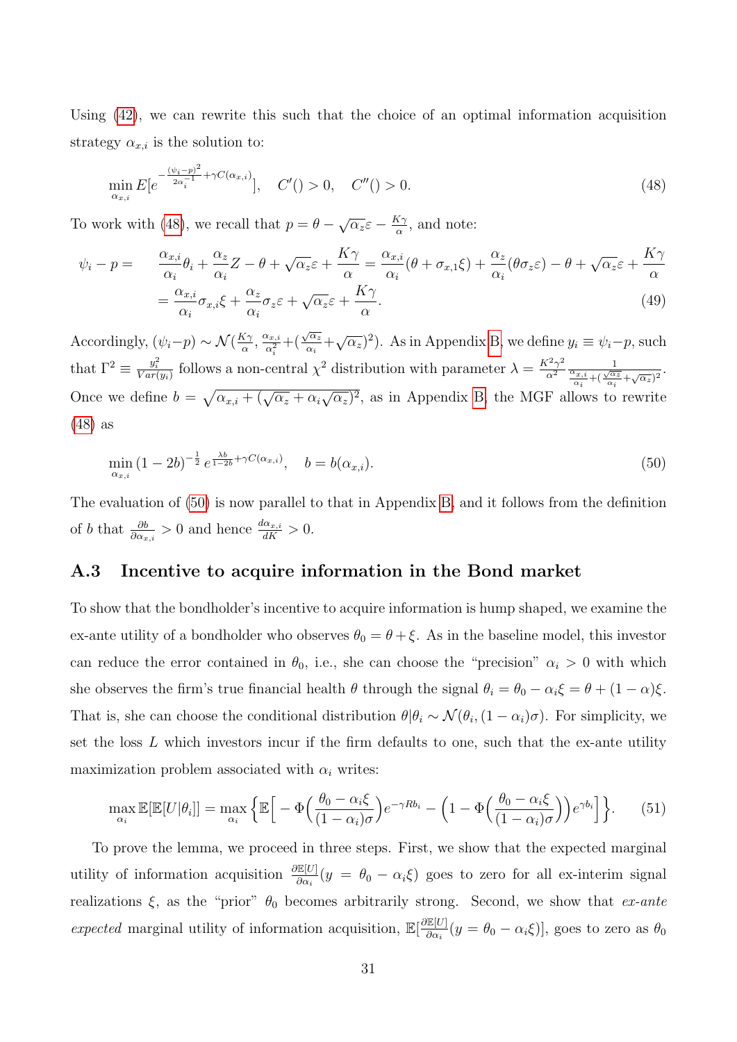Using (42), we can rewrite this such that the choice of an optimal information acquisition strategy $\alpha_{x,i}$ is the solution to:

$$\min_{\alpha_{x,i}} E[e^{-\frac{(\psi_i - p)^2}{2\alpha_i^{-1}} + \gamma C(\alpha_{x,i})}], \quad C'() > 0, \quad C''() > 0. \tag{48}$$

To work with (48), we recall that $p = \theta - \sqrt{\alpha_z}\varepsilon - \frac{K\gamma}{\alpha}$, and note:

$$\begin{aligned}
\psi_i - p = \quad & \frac{\alpha_{x,i}}{\alpha_i}\theta_i + \frac{\alpha_z}{\alpha_i}Z - \theta + \sqrt{\alpha_z}\varepsilon + \frac{K\gamma}{\alpha} = \frac{\alpha_{x,i}}{\alpha_i}(\theta + \sigma_{x,1}\xi) + \frac{\alpha_z}{\alpha_i}(\theta\sigma_z\varepsilon) - \theta + \sqrt{\alpha_z}\varepsilon + \frac{K\gamma}{\alpha} \\
& = \frac{\alpha_{x,i}}{\alpha_i}\sigma_{x,i}\xi + \frac{\alpha_z}{\alpha_i}\sigma_z\varepsilon + \sqrt{\alpha_z}\varepsilon + \frac{K\gamma}{\alpha}.
\end{aligned} \tag{49}$$

Accordingly, $(\psi_i - p) \sim \mathcal{N}(\frac{K\gamma}{\alpha}, \frac{\alpha_{x,i}}{\alpha_i^2} + (\frac{\sqrt{\alpha_z}}{\alpha_i} + \sqrt{\alpha_z})^2)$. As in Appendix B, we define $y_i \equiv \psi_i - p$, such that $\Gamma^2 \equiv \frac{y_i^2}{Var(y_i)}$ follows a non-central $\chi^2$ distribution with parameter $\lambda = \frac{K^2\gamma^2}{\alpha^2}\frac{1}{\frac{\alpha_{x,i}}{\alpha_i} + (\frac{\sqrt{\alpha_z}}{\alpha_i} + \sqrt{\alpha_z})^2}$. Once we define $b = \sqrt{\alpha_{x,i} + (\sqrt{\alpha_z} + \alpha_i\sqrt{\alpha_z})^2}$, as in Appendix B, the MGF allows to rewrite (48) as

$$\min_{\alpha_{x,i}} (1 - 2b)^{-\frac{1}{2}} e^{\frac{\lambda b}{1-2b} + \gamma C(\alpha_{x,i})}, \quad b = b(\alpha_{x,i}). \tag{50}$$

The evaluation of (50) is now parallel to that in Appendix B, and it follows from the definition of $b$ that $\frac{\partial b}{\partial \alpha_{x,i}} > 0$ and hence $\frac{d\alpha_{x,i}}{dK} > 0$.

## A.3 Incentive to acquire information in the Bond market

To show that the bondholder's incentive to acquire information is hump shaped, we examine the ex-ante utility of a bondholder who observes $\theta_0 = \theta + \xi$. As in the baseline model, this investor can reduce the error contained in $\theta_0$, i.e., she can choose the "precision" $\alpha_i > 0$ with which she observes the firm's true financial health $\theta$ through the signal $\theta_i = \theta_0 - \alpha_i\xi = \theta + (1 - \alpha)\xi$. That is, she can choose the conditional distribution $\theta|\theta_i \sim \mathcal{N}(\theta_i, (1 - \alpha_i)\sigma)$. For simplicity, we set the loss $L$ which investors incur if the firm defaults to one, such that the ex-ante utility maximization problem associated with $\alpha_i$ writes:

$$\max_{\alpha_i} \mathbb{E}[\mathbb{E}[U|\theta_i]] = \max_{\alpha_i} \Big\{ \mathbb{E}\Big[ -\Phi\Big(\frac{\theta_0 - \alpha_i\xi}{(1 - \alpha_i)\sigma}\Big)e^{-\gamma Rb_i} - \Big(1 - \Phi\Big(\frac{\theta_0 - \alpha_i\xi}{(1 - \alpha_i)\sigma}\Big)\Big)e^{\gamma b_i}\Big] \Big\}. \tag{51}$$

To prove the lemma, we proceed in three steps. First, we show that the expected marginal utility of information acquisition $\frac{\partial \mathbb{E}[U]}{\partial \alpha_i}(y = \theta_0 - \alpha_i\xi)$ goes to zero for all ex-interim signal realizations $\xi$, as the "prior" $\theta_0$ becomes arbitrarily strong. Second, we show that *ex-ante expected* marginal utility of information acquisition, $\mathbb{E}[\frac{\partial \mathbb{E}[U]}{\partial \alpha_i}(y = \theta_0 - \alpha_i\xi)]$, goes to zero as $\theta_0$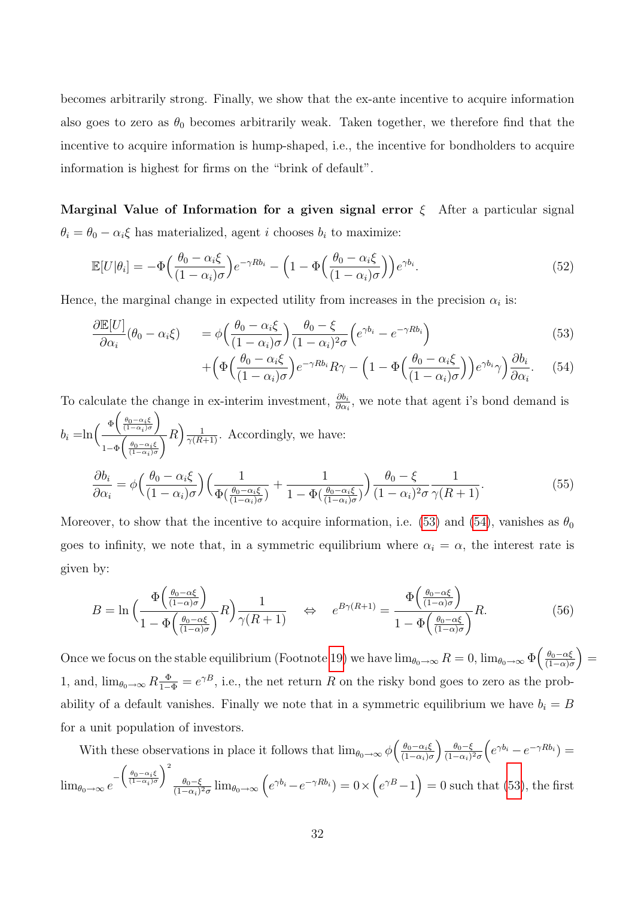becomes arbitrarily strong. Finally, we show that the ex-ante incentive to acquire information also goes to zero as $\theta_0$ becomes arbitrarily weak. Taken together, we therefore find that the incentive to acquire information is hump-shaped, i.e., the incentive for bondholders to acquire information is highest for firms on the "brink of default".

**Marginal Value of Information for a given signal error $\xi$** After a particular signal $\theta_i = \theta_0 - \alpha_i \xi$ has materialized, agent $i$ chooses $b_i$ to maximize:

$$\mathbb{E}[U|\theta_i] = -\Phi\Big(\frac{\theta_0 - \alpha_i\xi}{(1-\alpha_i)\sigma}\Big)e^{-\gamma R b_i} - \Big(1 - \Phi\Big(\frac{\theta_0 - \alpha_i\xi}{(1-\alpha_i)\sigma}\Big)\Big)e^{\gamma b_i}. \tag{52}$$

Hence, the marginal change in expected utility from increases in the precision $\alpha_i$ is:

$$\frac{\partial \mathbb{E}[U]}{\partial \alpha_i}(\theta_0 - \alpha_i\xi) \quad = \phi\Big(\frac{\theta_0 - \alpha_i\xi}{(1-\alpha_i)\sigma}\Big)\frac{\theta_0 - \xi}{(1-\alpha_i)^2\sigma}\Big(e^{\gamma b_i} - e^{-\gamma R b_i}\Big) \tag{53}$$

$$+\Big(\Phi\Big(\frac{\theta_0 - \alpha_i\xi}{(1-\alpha_i)\sigma}\Big)e^{-\gamma R b_i}R\gamma - \Big(1 - \Phi\Big(\frac{\theta_0 - \alpha_i\xi}{(1-\alpha_i)\sigma}\Big)\Big)e^{\gamma b_i}\gamma\Big)\frac{\partial b_i}{\partial \alpha_i}. \tag{54}$$

To calculate the change in ex-interim investment, $\frac{\partial b_i}{\partial \alpha_i}$, we note that agent i's bond demand is $b_i = \ln\Big(\frac{\Phi\big(\frac{\theta_0 - \alpha_i\xi}{(1-\alpha_i)\sigma}\big)}{1-\Phi\big(\frac{\theta_0 - \alpha_i\xi}{(1-\alpha_i)\sigma}\big)}R\Big)\frac{1}{\gamma(R+1)}$. Accordingly, we have:

$$\frac{\partial b_i}{\partial \alpha_i} = \phi\Big(\frac{\theta_0 - \alpha_i\xi}{(1-\alpha_i)\sigma}\Big)\Big(\frac{1}{\Phi(\frac{\theta_0 - \alpha_i\xi}{(1-\alpha_i)\sigma})} + \frac{1}{1-\Phi(\frac{\theta_0 - \alpha_i\xi}{(1-\alpha_i)\sigma})}\Big)\frac{\theta_0 - \xi}{(1-\alpha_i)^2\sigma}\frac{1}{\gamma(R+1)}. \tag{55}$$

Moreover, to show that the incentive to acquire information, i.e. (53) and (54), vanishes as $\theta_0$ goes to infinity, we note that, in a symmetric equilibrium where $\alpha_i = \alpha$, the interest rate is given by:

$$B = \ln\Big(\frac{\Phi\Big(\frac{\theta_0 - \alpha\xi}{(1-\alpha)\sigma}\Big)}{1-\Phi\Big(\frac{\theta_0 - \alpha\xi}{(1-\alpha)\sigma}\Big)}R\Big)\frac{1}{\gamma(R+1)} \quad \Leftrightarrow \quad e^{B\gamma(R+1)} = \frac{\Phi\Big(\frac{\theta_0 - \alpha\xi}{(1-\alpha)\sigma}\Big)}{1-\Phi\Big(\frac{\theta_0 - \alpha\xi}{(1-\alpha)\sigma}\Big)}R. \tag{56}$$

Once we focus on the stable equilibrium (Footnote 19) we have $\lim_{\theta_0\to\infty} R = 0$, $\lim_{\theta_0\to\infty}\Phi\Big(\frac{\theta_0 - \alpha\xi}{(1-\alpha)\sigma}\Big) = 1$, and, $\lim_{\theta_0\to\infty} R\frac{\Phi}{1-\Phi} = e^{\gamma B}$, i.e., the net return $R$ on the risky bond goes to zero as the probability of a default vanishes. Finally we note that in a symmetric equilibrium we have $b_i = B$ for a unit population of investors.

With these observations in place it follows that $\lim_{\theta_0\to\infty}\phi\Big(\frac{\theta_0 - \alpha_i\xi}{(1-\alpha_i)\sigma}\Big)\frac{\theta_0 - \xi}{(1-\alpha_i)^2\sigma}\Big(e^{\gamma b_i} - e^{-\gamma R b_i}\Big) = \lim_{\theta_0\to\infty} e^{-\Big(\frac{\theta_0 - \alpha_i\xi}{(1-\alpha_i)\sigma}\Big)^2}\frac{\theta_0 - \xi}{(1-\alpha_i)^2\sigma}\lim_{\theta_0\to\infty}\Big(e^{\gamma b_i} - e^{-\gamma R b_i}\Big) = 0 \times \Big(e^{\gamma B} - 1\Big) = 0$ such that (53), the first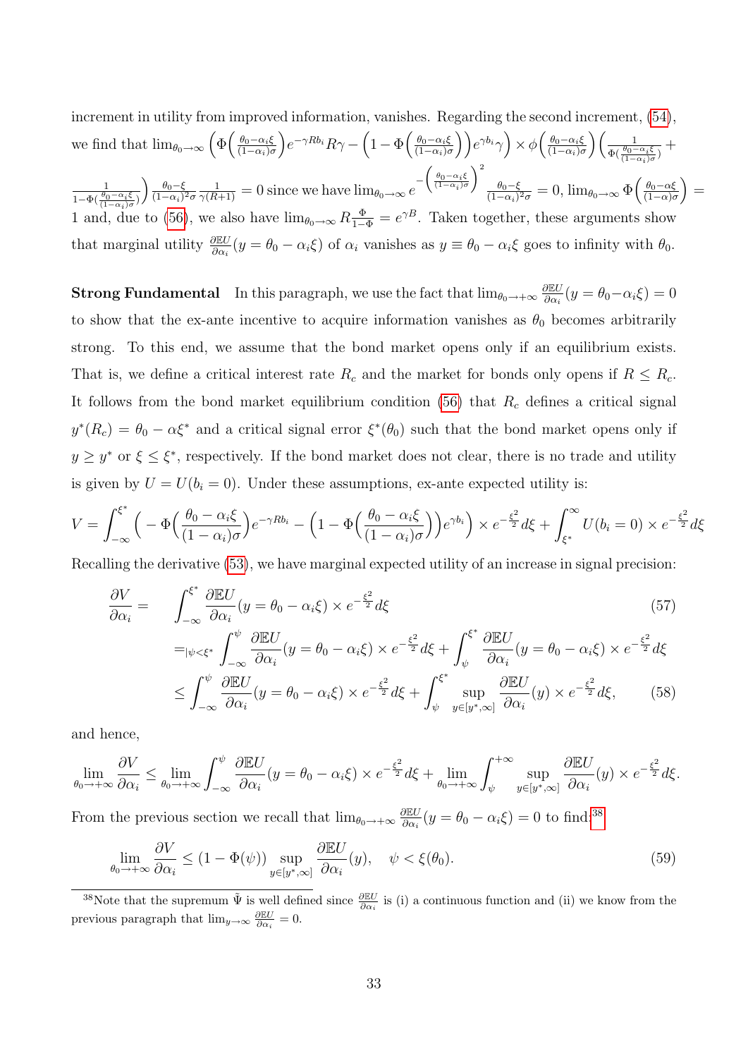increment in utility from improved information, vanishes. Regarding the second increment, (54), we find that $\lim_{\theta_0\to\infty}\Big(\Phi\Big(\frac{\theta_0-\alpha_i\xi}{(1-\alpha_i)\sigma}\Big)e^{-\gamma Rb_i}R\gamma-\Big(1-\Phi\Big(\frac{\theta_0-\alpha_i\xi}{(1-\alpha_i)\sigma}\Big)\Big)e^{\gamma b_i}\gamma\Big)\times\phi\Big(\frac{\theta_0-\alpha_i\xi}{(1-\alpha_i)\sigma}\Big)\Big(\frac{1}{\Phi(\frac{\theta_0-\alpha_i\xi}{(1-\alpha_i)\sigma})}+\frac{1}{1-\Phi(\frac{\theta_0-\alpha_i\xi}{(1-\alpha_i)\sigma})}\Big)\frac{\theta_0-\xi}{(1-\alpha_i)^2\sigma}\frac{1}{\gamma(R+1)}=0$ since we have $\lim_{\theta_0\to\infty}e^{-\left(\frac{\theta_0-\alpha_i\xi}{(1-\alpha_i)\sigma}\right)^2}\frac{\theta_0-\xi}{(1-\alpha_i)^2\sigma}=0$, $\lim_{\theta_0\to\infty}\Phi\Big(\frac{\theta_0-\alpha\xi}{(1-\alpha)\sigma}\Big)=1$ and, due to (56), we also have $\lim_{\theta_0\to\infty}R\frac{\Phi}{1-\Phi}=e^{\gamma B}$. Taken together, these arguments show that marginal utility $\frac{\partial\mathbb{E}U}{\partial\alpha_i}(y=\theta_0-\alpha_i\xi)$ of $\alpha_i$ vanishes as $y\equiv\theta_0-\alpha_i\xi$ goes to infinity with $\theta_0$.

**Strong Fundamental** In this paragraph, we use the fact that $\lim_{\theta_0\to+\infty}\frac{\partial\mathbb{E}U}{\partial\alpha_i}(y=\theta_0-\alpha_i\xi)=0$ to show that the ex-ante incentive to acquire information vanishes as $\theta_0$ becomes arbitrarily strong. To this end, we assume that the bond market opens only if an equilibrium exists. That is, we define a critical interest rate $R_c$ and the market for bonds only opens if $R\le R_c$. It follows from the bond market equilibrium condition (56) that $R_c$ defines a critical signal $y^*(R_c)=\theta_0-\alpha\xi^*$ and a critical signal error $\xi^*(\theta_0)$ such that the bond market opens only if $y\ge y^*$ or $\xi\le\xi^*$, respectively. If the bond market does not clear, there is no trade and utility is given by $U=U(b_i=0)$. Under these assumptions, ex-ante expected utility is:

$$V=\int_{-\infty}^{\xi^*}\Big(-\Phi\Big(\frac{\theta_0-\alpha_i\xi}{(1-\alpha_i)\sigma}\Big)e^{-\gamma Rb_i}-\Big(1-\Phi\Big(\frac{\theta_0-\alpha_i\xi}{(1-\alpha_i)\sigma}\Big)\Big)e^{\gamma b_i}\Big)\times e^{-\frac{\xi^2}{2}}d\xi+\int_{\xi^*}^{\infty}U(b_i=0)\times e^{-\frac{\xi^2}{2}}d\xi$$

Recalling the derivative (53), we have marginal expected utility of an increase in signal precision:

$$\begin{aligned}\frac{\partial V}{\partial\alpha_i}= &\int_{-\infty}^{\xi^*}\frac{\partial\mathbb{E}U}{\partial\alpha_i}(y=\theta_0-\alpha_i\xi)\times e^{-\frac{\xi^2}{2}}d\xi \qquad (57)\\ =_{|\psi<\xi^*} &\int_{-\infty}^{\psi}\frac{\partial\mathbb{E}U}{\partial\alpha_i}(y=\theta_0-\alpha_i\xi)\times e^{-\frac{\xi^2}{2}}d\xi+\int_{\psi}^{\xi^*}\frac{\partial\mathbb{E}U}{\partial\alpha_i}(y=\theta_0-\alpha_i\xi)\times e^{-\frac{\xi^2}{2}}d\xi\\ \le &\int_{-\infty}^{\psi}\frac{\partial\mathbb{E}U}{\partial\alpha_i}(y=\theta_0-\alpha_i\xi)\times e^{-\frac{\xi^2}{2}}d\xi+\int_{\psi}^{\xi^*}\sup_{y\in[y^*,\infty]}\frac{\partial\mathbb{E}U}{\partial\alpha_i}(y)\times e^{-\frac{\xi^2}{2}}d\xi, \qquad (58)\end{aligned}$$

and hence,

$$\lim_{\theta_0\to+\infty}\frac{\partial V}{\partial\alpha_i}\le\lim_{\theta_0\to+\infty}\int_{-\infty}^{\psi}\frac{\partial\mathbb{E}U}{\partial\alpha_i}(y=\theta_0-\alpha_i\xi)\times e^{-\frac{\xi^2}{2}}d\xi+\lim_{\theta_0\to+\infty}\int_{\psi}^{+\infty}\sup_{y\in[y^*,\infty]}\frac{\partial\mathbb{E}U}{\partial\alpha_i}(y)\times e^{-\frac{\xi^2}{2}}d\xi.$$

From the previous section we recall that $\lim_{\theta_0\to+\infty}\frac{\partial\mathbb{E}U}{\partial\alpha_i}(y=\theta_0-\alpha_i\xi)=0$ to find:[38]

$$\lim_{\theta_0\to+\infty}\frac{\partial V}{\partial\alpha_i}\le(1-\Phi(\psi))\sup_{y\in[y^*,\infty]}\frac{\partial\mathbb{E}U}{\partial\alpha_i}(y),\quad\psi<\xi(\theta_0). \qquad (59)$$

[38] Note that the supremum $\tilde{\Psi}$ is well defined since $\frac{\partial\mathbb{E}U}{\partial\alpha_i}$ is (i) a continuous function and (ii) we know from the previous paragraph that $\lim_{y\to\infty}\frac{\partial\mathbb{E}U}{\partial\alpha_i}=0$.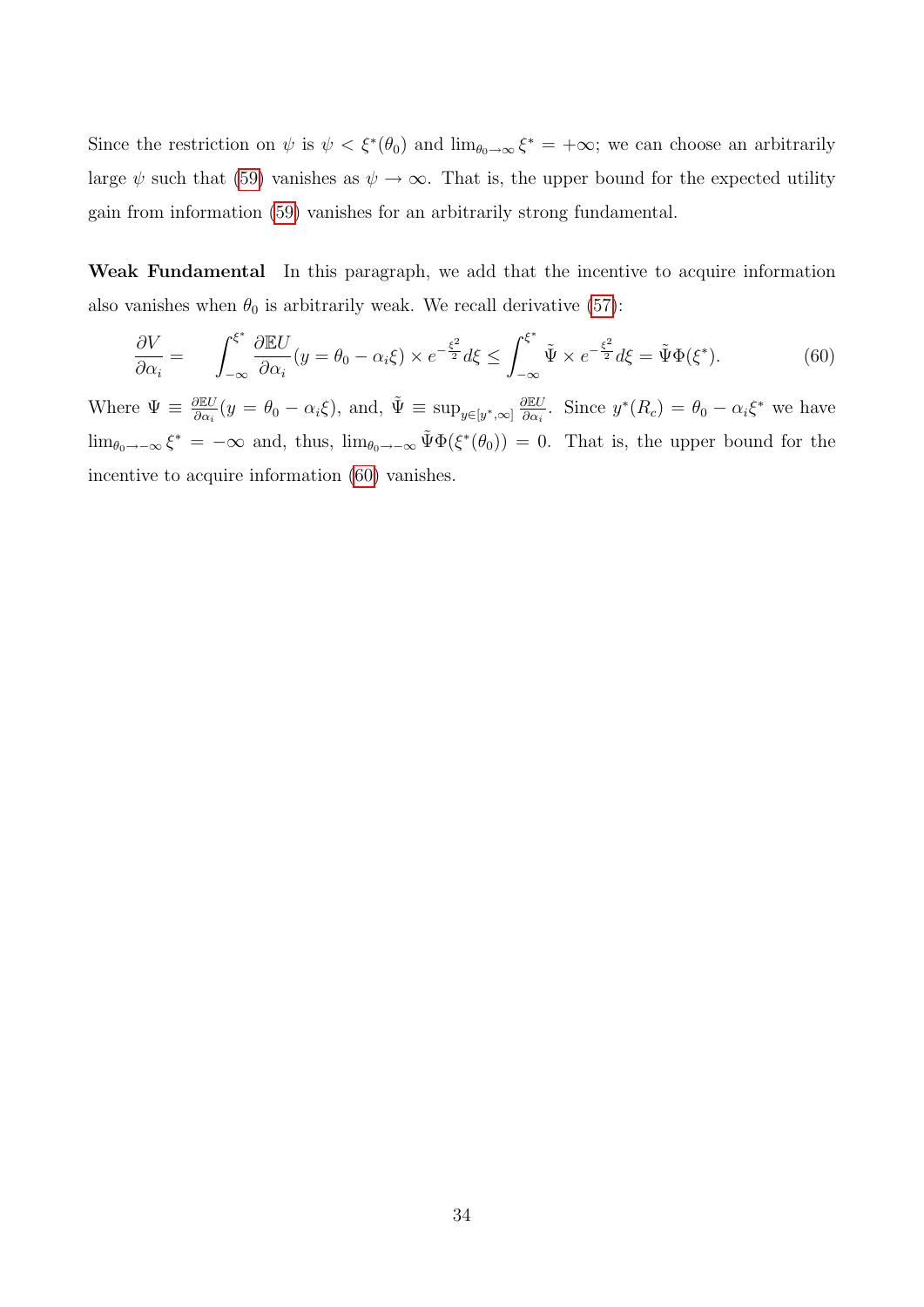Since the restriction on $\psi$ is $\psi < \xi^*(\theta_0)$ and $\lim_{\theta_0 \to \infty} \xi^* = +\infty$; we can choose an arbitrarily large $\psi$ such that (59) vanishes as $\psi \to \infty$. That is, the upper bound for the expected utility gain from information (59) vanishes for an arbitrarily strong fundamental.

**Weak Fundamental** In this paragraph, we add that the incentive to acquire information also vanishes when $\theta_0$ is arbitrarily weak. We recall derivative (57):

$$\frac{\partial V}{\partial \alpha_i} = \quad \int_{-\infty}^{\xi^*} \frac{\partial \mathbb{E}U}{\partial \alpha_i}(y = \theta_0 - \alpha_i \xi) \times e^{-\frac{\xi^2}{2}} d\xi \leq \int_{-\infty}^{\xi^*} \tilde{\Psi} \times e^{-\frac{\xi^2}{2}} d\xi = \tilde{\Psi}\Phi(\xi^*). \tag{60}$$

Where $\Psi \equiv \frac{\partial \mathbb{E}U}{\partial \alpha_i}(y = \theta_0 - \alpha_i \xi)$, and, $\tilde{\Psi} \equiv \sup_{y \in [y^*, \infty]} \frac{\partial \mathbb{E}U}{\partial \alpha_i}$. Since $y^*(R_c) = \theta_0 - \alpha_i \xi^*$ we have $\lim_{\theta_0 \to -\infty} \xi^* = -\infty$ and, thus, $\lim_{\theta_0 \to -\infty} \tilde{\Psi}\Phi(\xi^*(\theta_0)) = 0$. That is, the upper bound for the incentive to acquire information (60) vanishes.